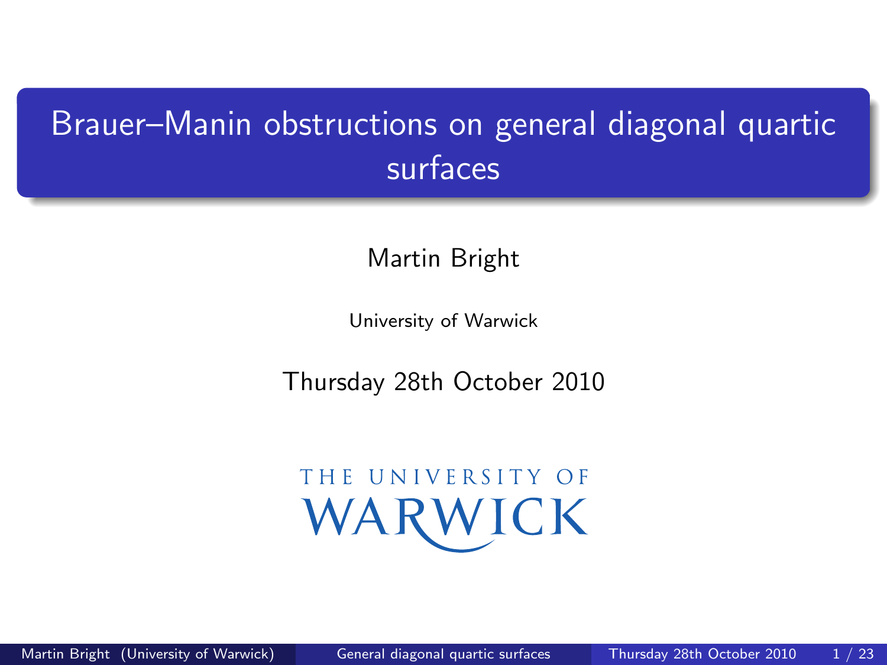# Brauer–Manin obstructions on general diagonal quartic surfaces

Martin Bright

University of Warwick

Thursday 28th October 2010

THE UNIVERSITY OF WARWICK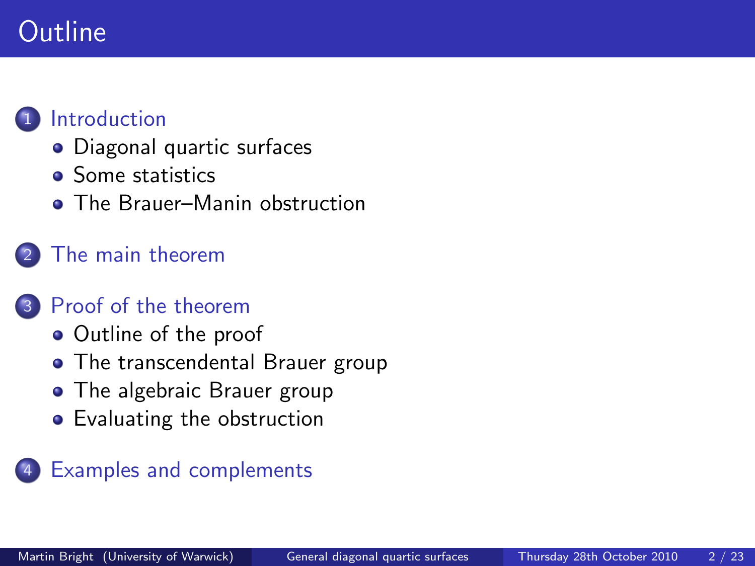# Outline

1. Introduction
   - Diagonal quartic surfaces
   - Some statistics
   - The Brauer–Manin obstruction

2. The main theorem

3. Proof of the theorem
   - Outline of the proof
   - The transcendental Brauer group
   - The algebraic Brauer group
   - Evaluating the obstruction

4. Examples and complements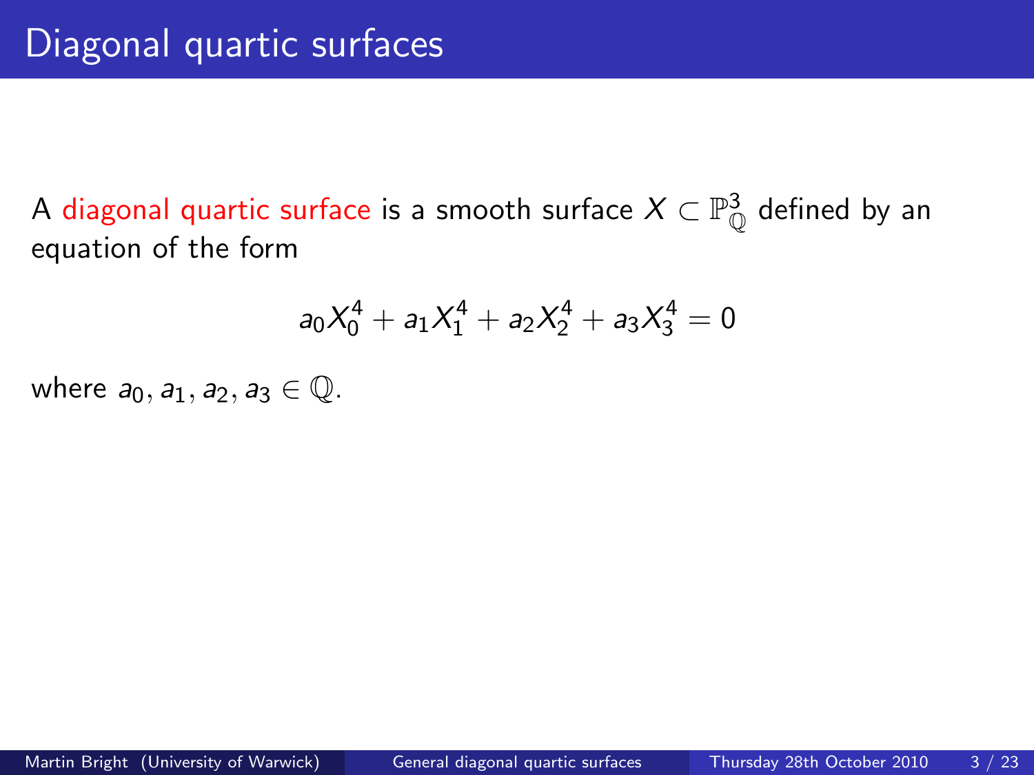# Diagonal quartic surfaces

A diagonal quartic surface is a smooth surface $X \subset \mathbb{P}^3_{\mathbb{Q}}$ defined by an equation of the form

$$a_0 X_0^4 + a_1 X_1^4 + a_2 X_2^4 + a_3 X_3^4 = 0$$

where $a_0, a_1, a_2, a_3 \in \mathbb{Q}$.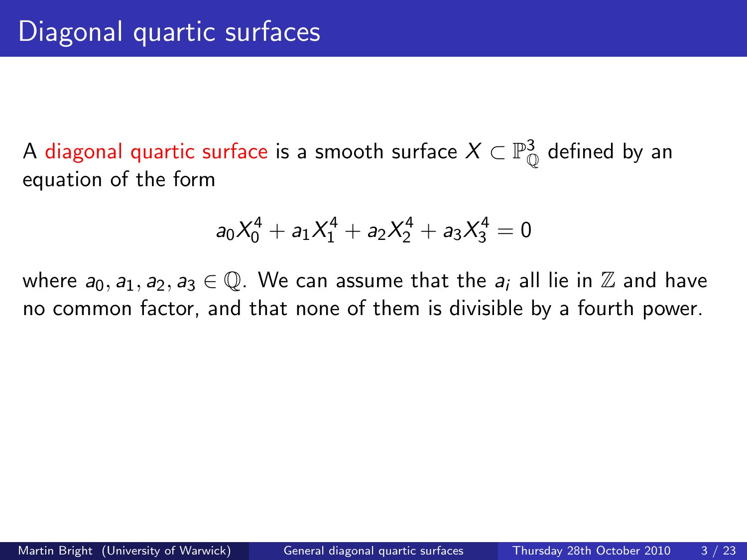# Diagonal quartic surfaces

A diagonal quartic surface is a smooth surface $X \subset \mathbb{P}^3_{\mathbb{Q}}$ defined by an equation of the form

$$a_0 X_0^4 + a_1 X_1^4 + a_2 X_2^4 + a_3 X_3^4 = 0$$

where $a_0, a_1, a_2, a_3 \in \mathbb{Q}$. We can assume that the $a_i$ all lie in $\mathbb{Z}$ and have no common factor, and that none of them is divisible by a fourth power.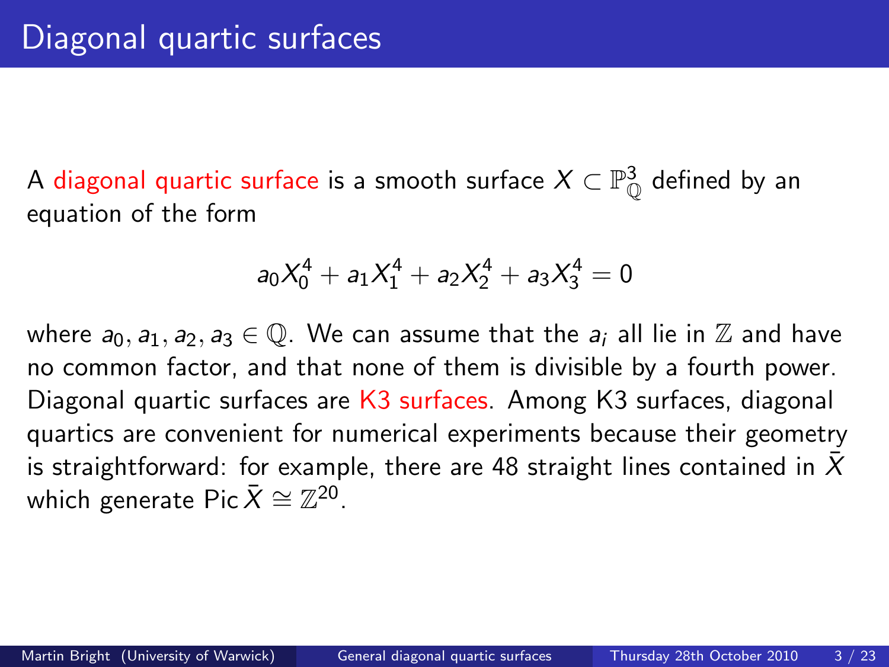# Diagonal quartic surfaces

A diagonal quartic surface is a smooth surface $X \subset \mathbb{P}^3_{\mathbb{Q}}$ defined by an equation of the form

$$a_0 X_0^4 + a_1 X_1^4 + a_2 X_2^4 + a_3 X_3^4 = 0$$

where $a_0, a_1, a_2, a_3 \in \mathbb{Q}$. We can assume that the $a_i$ all lie in $\mathbb{Z}$ and have no common factor, and that none of them is divisible by a fourth power. Diagonal quartic surfaces are K3 surfaces. Among K3 surfaces, diagonal quartics are convenient for numerical experiments because their geometry is straightforward: for example, there are 48 straight lines contained in $\bar{X}$ which generate $\operatorname{Pic} \bar{X} \cong \mathbb{Z}^{20}$.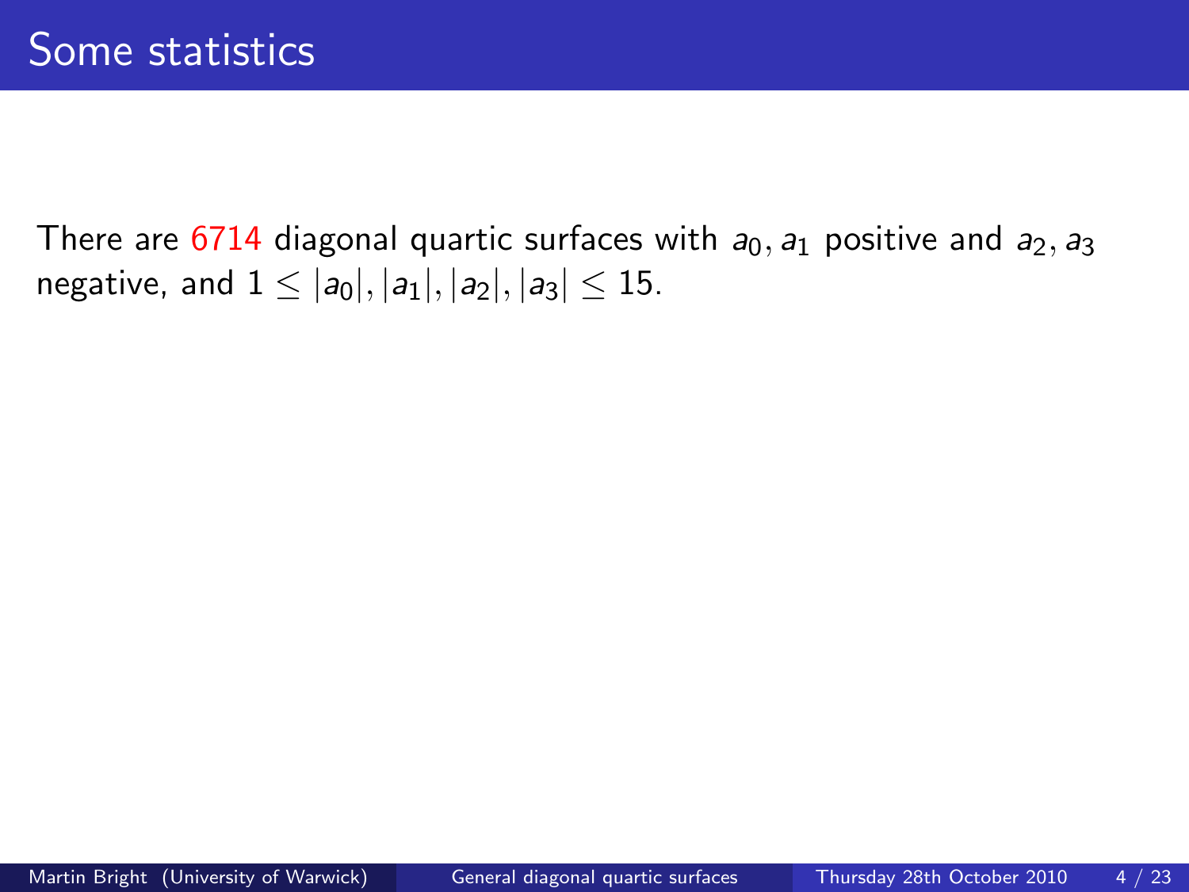# Some statistics

There are 6714 diagonal quartic surfaces with $a_0, a_1$ positive and $a_2, a_3$ negative, and $1 \leq |a_0|, |a_1|, |a_2|, |a_3| \leq 15$.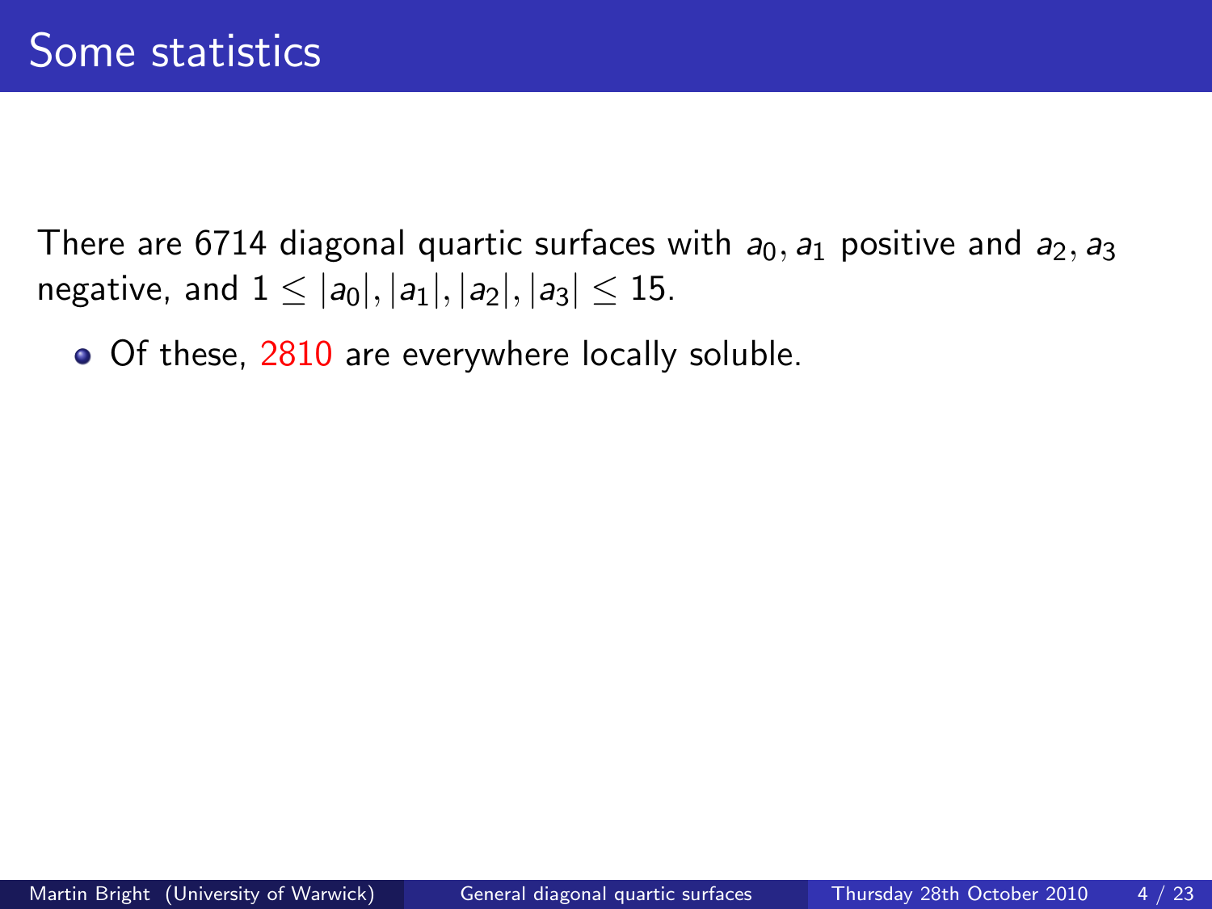# Some statistics

There are 6714 diagonal quartic surfaces with $a_0, a_1$ positive and $a_2, a_3$ negative, and $1 \leq |a_0|, |a_1|, |a_2|, |a_3| \leq 15$.

- Of these, 2810 are everywhere locally soluble.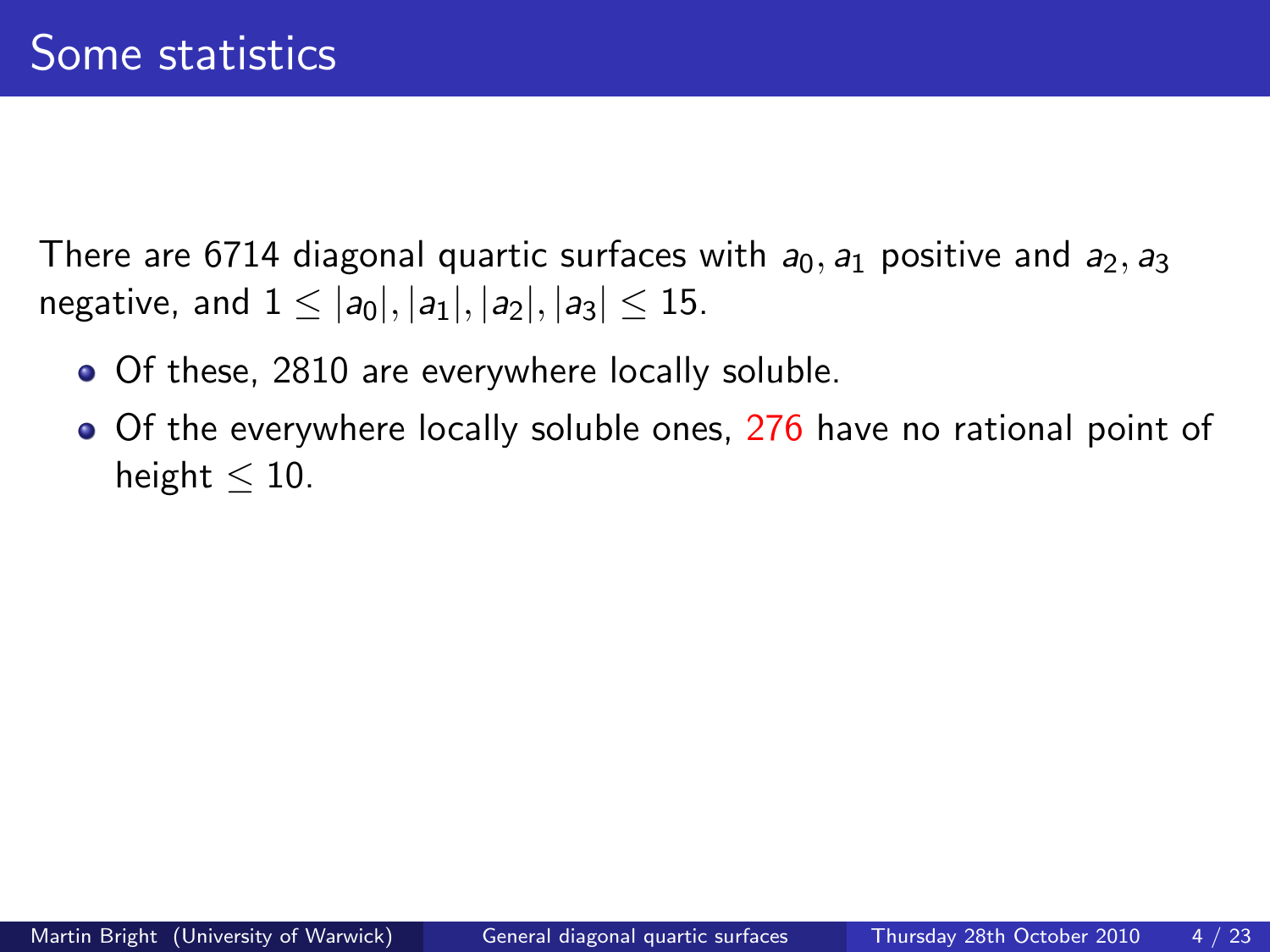# Some statistics

There are 6714 diagonal quartic surfaces with $a_0, a_1$ positive and $a_2, a_3$ negative, and $1 \leq |a_0|, |a_1|, |a_2|, |a_3| \leq 15$.

- Of these, 2810 are everywhere locally soluble.
- Of the everywhere locally soluble ones, 276 have no rational point of height $\leq 10$.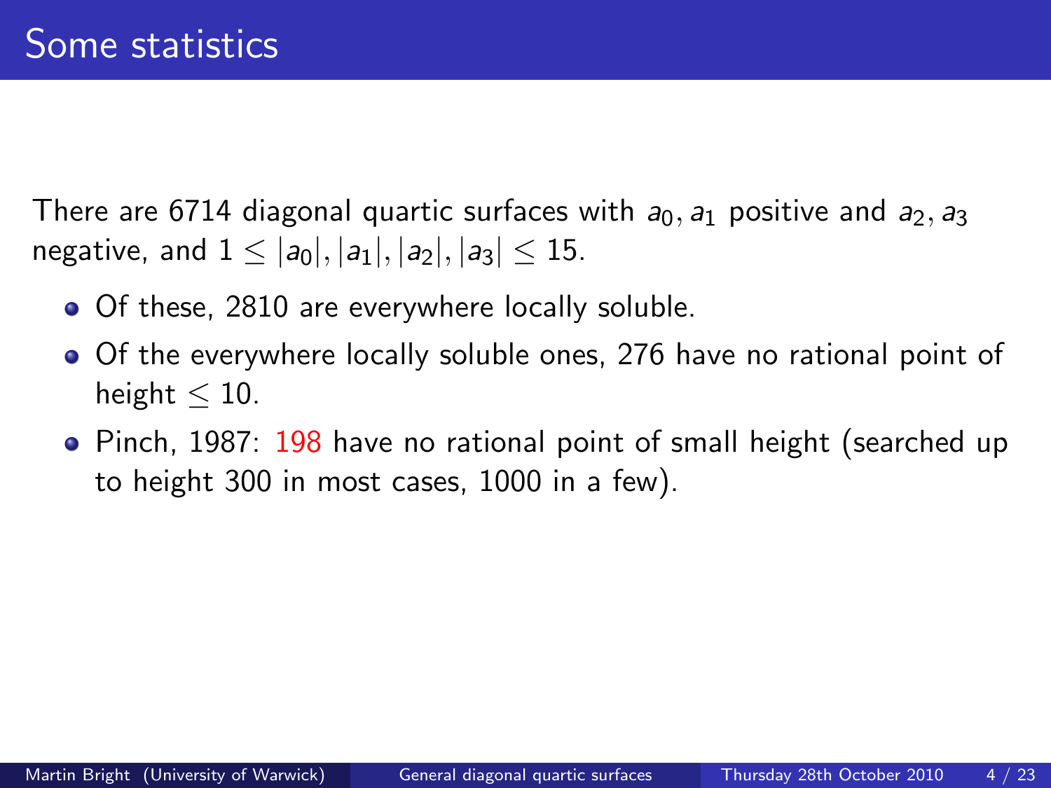# Some statistics

There are 6714 diagonal quartic surfaces with $a_0, a_1$ positive and $a_2, a_3$ negative, and $1 \leq |a_0|, |a_1|, |a_2|, |a_3| \leq 15$.

- Of these, 2810 are everywhere locally soluble.
- Of the everywhere locally soluble ones, 276 have no rational point of height $\leq 10$.
- Pinch, 1987: 198 have no rational point of small height (searched up to height 300 in most cases, 1000 in a few).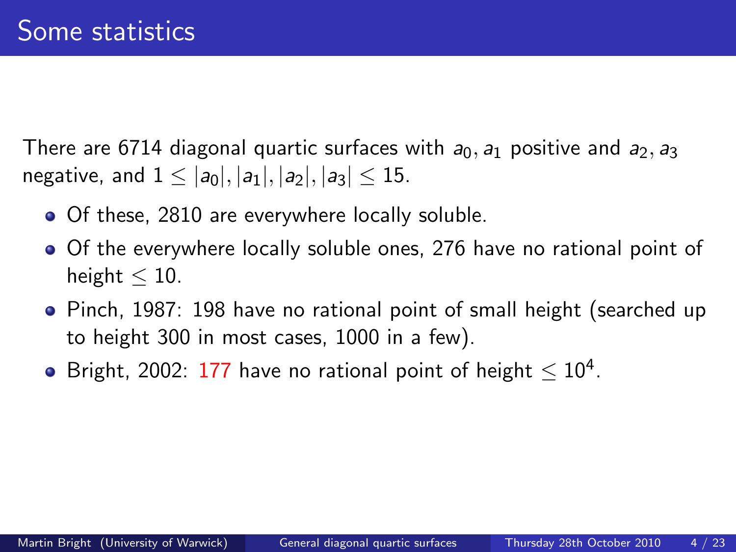# Some statistics

There are 6714 diagonal quartic surfaces with $a_0, a_1$ positive and $a_2, a_3$ negative, and $1 \leq |a_0|, |a_1|, |a_2|, |a_3| \leq 15$.

- Of these, 2810 are everywhere locally soluble.
- Of the everywhere locally soluble ones, 276 have no rational point of height $\leq 10$.
- Pinch, 1987: 198 have no rational point of small height (searched up to height 300 in most cases, 1000 in a few).
- Bright, 2002: 177 have no rational point of height $\leq 10^4$.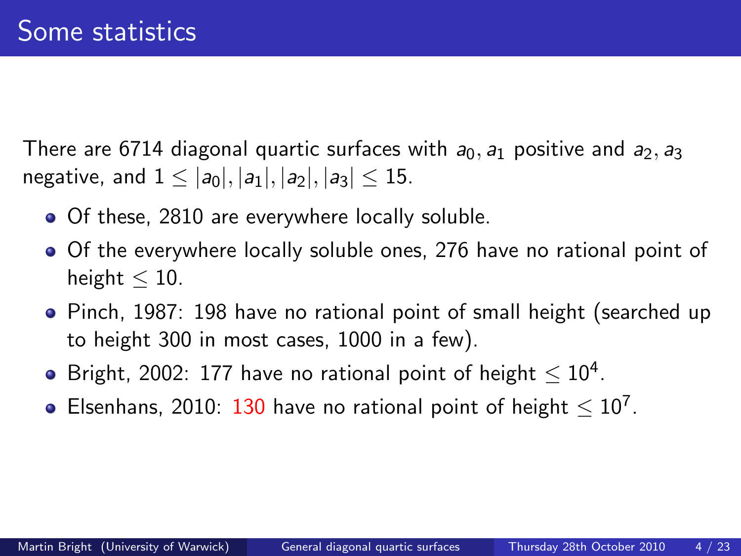# Some statistics

There are 6714 diagonal quartic surfaces with $a_0, a_1$ positive and $a_2, a_3$ negative, and $1 \leq |a_0|, |a_1|, |a_2|, |a_3| \leq 15$.

- Of these, 2810 are everywhere locally soluble.
- Of the everywhere locally soluble ones, 276 have no rational point of height $\leq 10$.
- Pinch, 1987: 198 have no rational point of small height (searched up to height 300 in most cases, 1000 in a few).
- Bright, 2002: 177 have no rational point of height $\leq 10^4$.
- Elsenhans, 2010: 130 have no rational point of height $\leq 10^7$.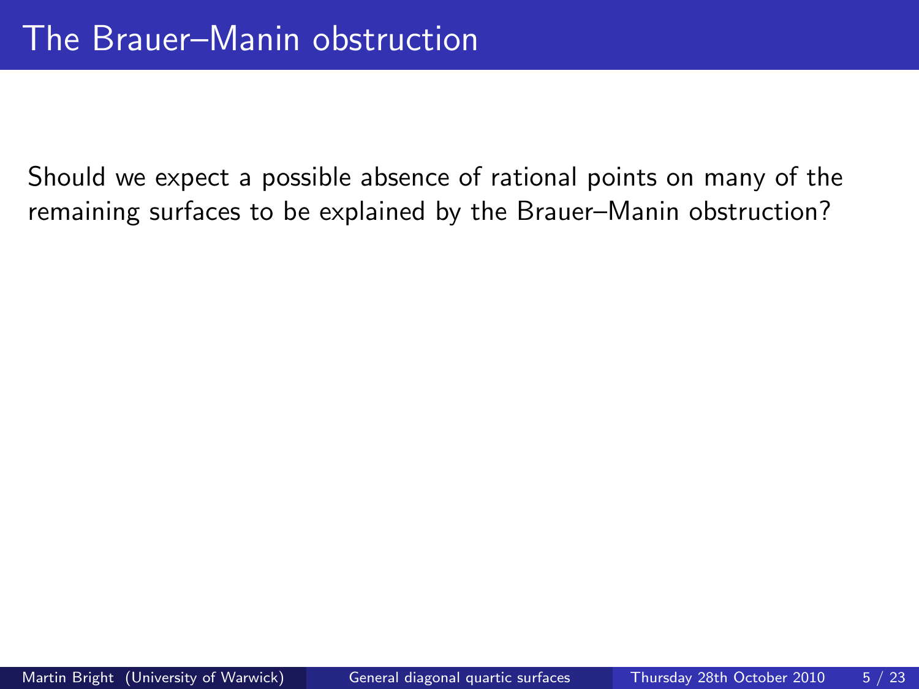# The Brauer–Manin obstruction

Should we expect a possible absence of rational points on many of the remaining surfaces to be explained by the Brauer–Manin obstruction?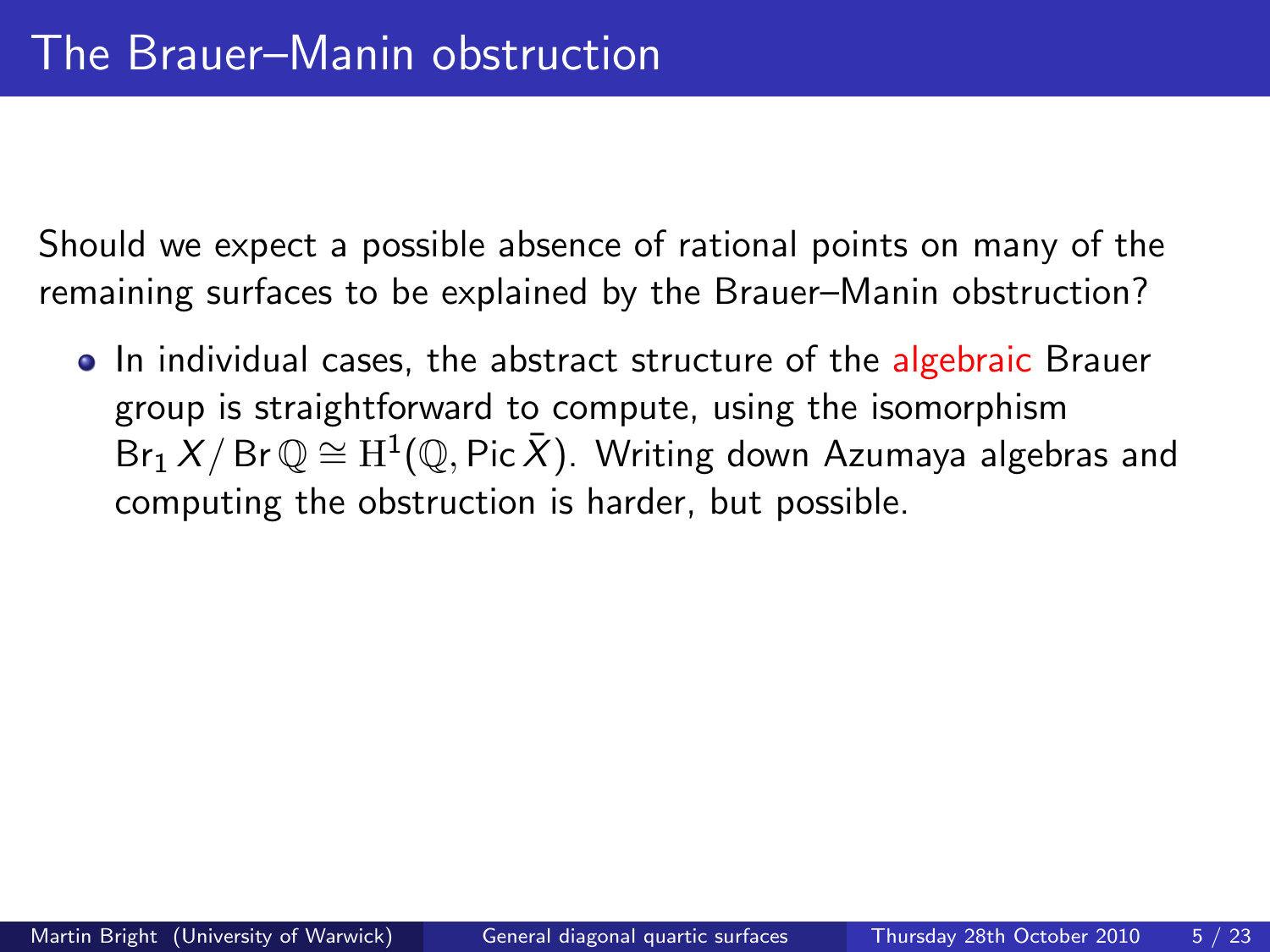# The Brauer–Manin obstruction

Should we expect a possible absence of rational points on many of the remaining surfaces to be explained by the Brauer–Manin obstruction?

- In individual cases, the abstract structure of the algebraic Brauer group is straightforward to compute, using the isomorphism $\operatorname{Br}_1 X / \operatorname{Br} \mathbb{Q} \cong \mathrm{H}^1(\mathbb{Q}, \operatorname{Pic} \bar{X})$. Writing down Azumaya algebras and computing the obstruction is harder, but possible.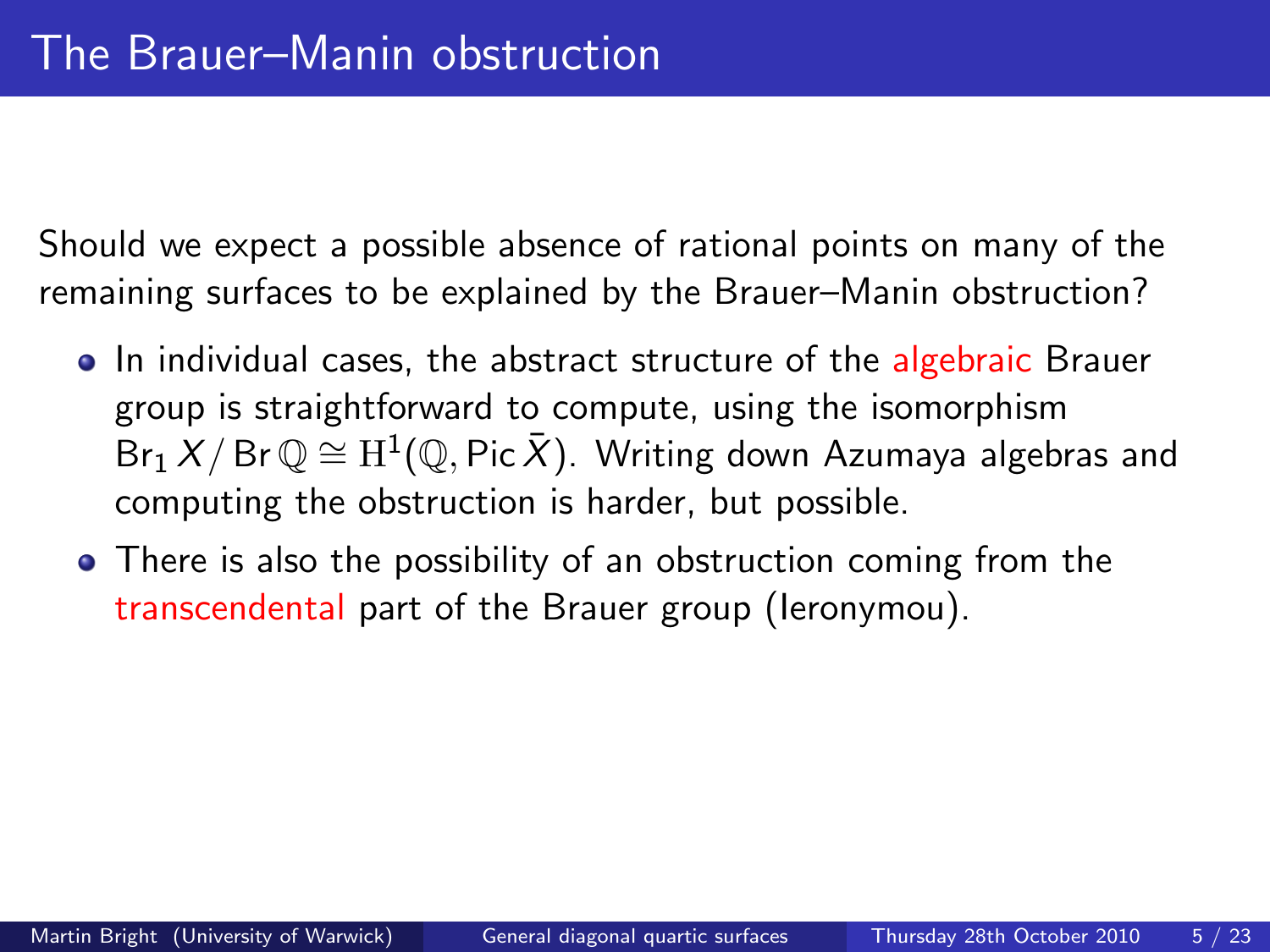# The Brauer–Manin obstruction

Should we expect a possible absence of rational points on many of the remaining surfaces to be explained by the Brauer–Manin obstruction?

- In individual cases, the abstract structure of the algebraic Brauer group is straightforward to compute, using the isomorphism $\mathrm{Br}_1 X / \mathrm{Br}\,\mathbb{Q} \cong \mathrm{H}^1(\mathbb{Q}, \mathrm{Pic}\,\bar{X})$. Writing down Azumaya algebras and computing the obstruction is harder, but possible.
- There is also the possibility of an obstruction coming from the transcendental part of the Brauer group (Ieronymou).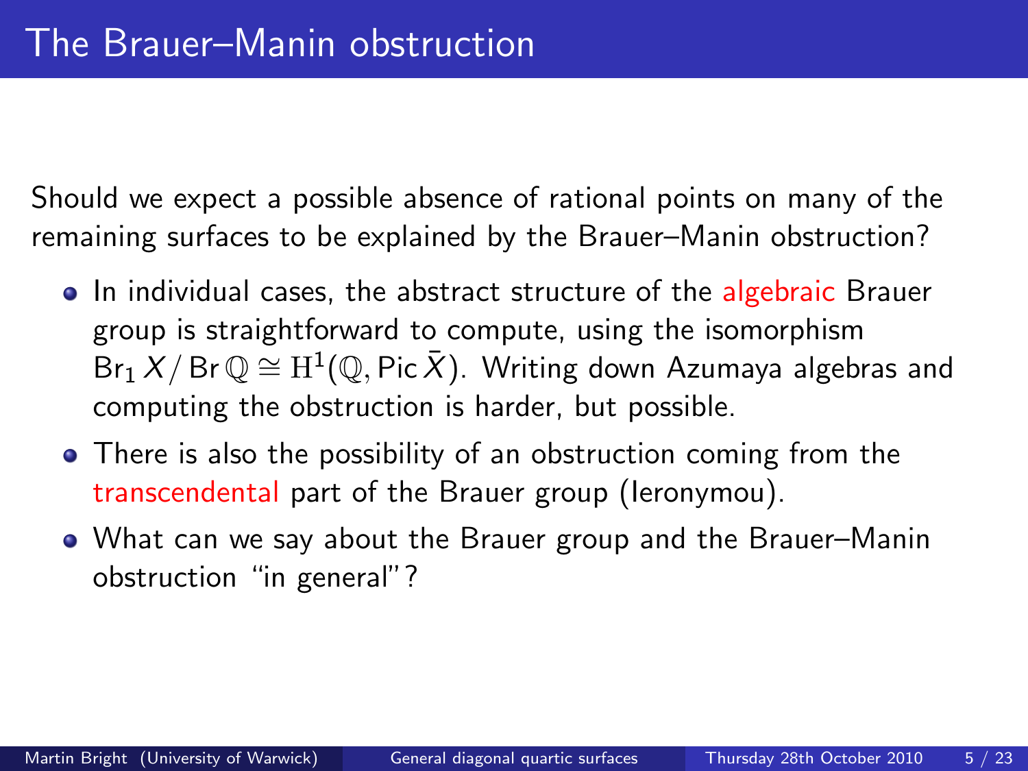# The Brauer–Manin obstruction

Should we expect a possible absence of rational points on many of the remaining surfaces to be explained by the Brauer–Manin obstruction?

- In individual cases, the abstract structure of the algebraic Brauer group is straightforward to compute, using the isomorphism $\operatorname{Br}_1 X / \operatorname{Br} \mathbb{Q} \cong \mathrm{H}^1(\mathbb{Q}, \operatorname{Pic} \bar{X})$. Writing down Azumaya algebras and computing the obstruction is harder, but possible.
- There is also the possibility of an obstruction coming from the transcendental part of the Brauer group (Ieronymou).
- What can we say about the Brauer group and the Brauer–Manin obstruction "in general"?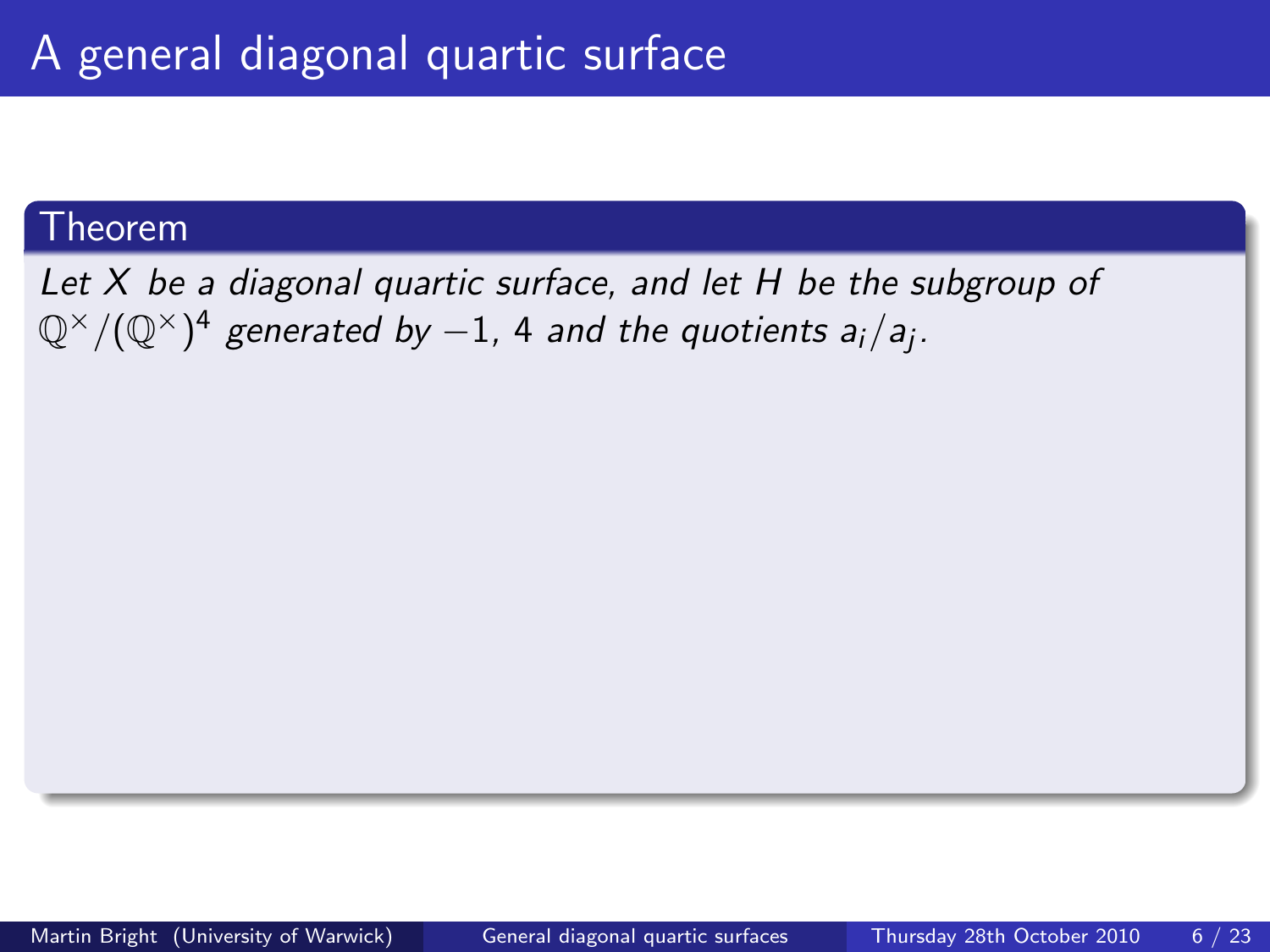# A general diagonal quartic surface

**Theorem**

*Let $X$ be a diagonal quartic surface, and let $H$ be the subgroup of $\mathbb{Q}^\times/(\mathbb{Q}^\times)^4$ generated by $-1$, $4$ and the quotients $a_i/a_j$.*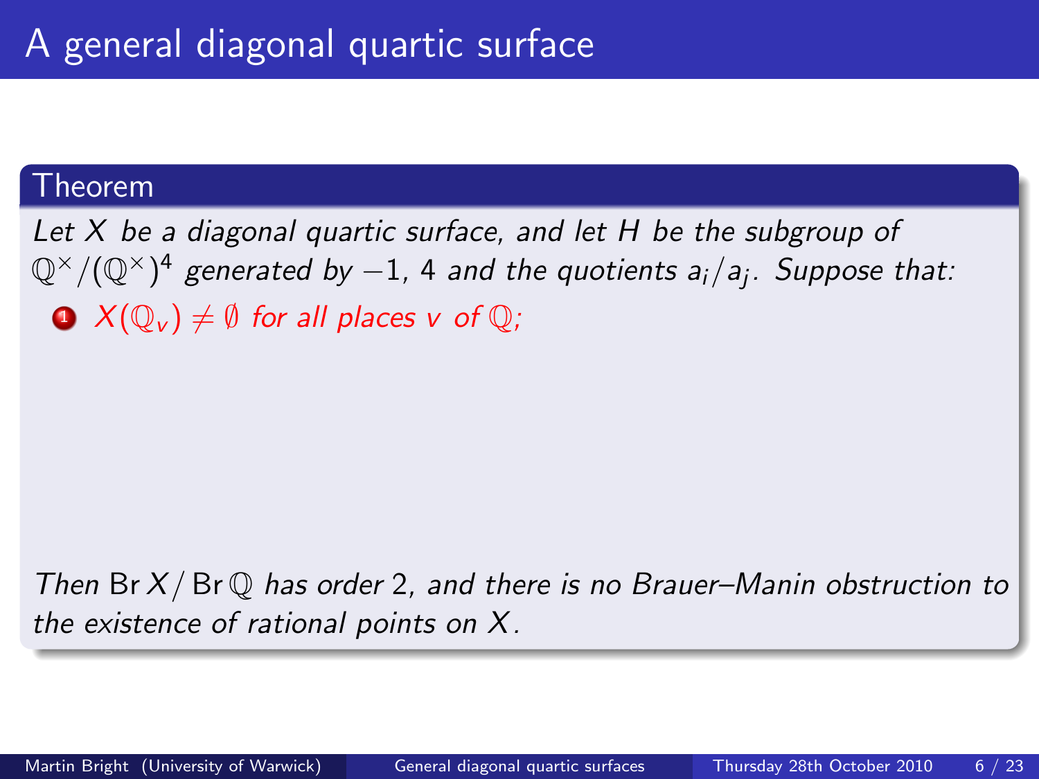# A general diagonal quartic surface

**Theorem**

*Let $X$ be a diagonal quartic surface, and let $H$ be the subgroup of $\mathbb{Q}^\times/(\mathbb{Q}^\times)^4$ generated by $-1$, $4$ and the quotients $a_i/a_j$. Suppose that:*

1. *$X(\mathbb{Q}_v) \neq \emptyset$ for all places $v$ of $\mathbb{Q}$;*

*Then $\operatorname{Br} X / \operatorname{Br} \mathbb{Q}$ has order 2, and there is no Brauer–Manin obstruction to the existence of rational points on $X$.*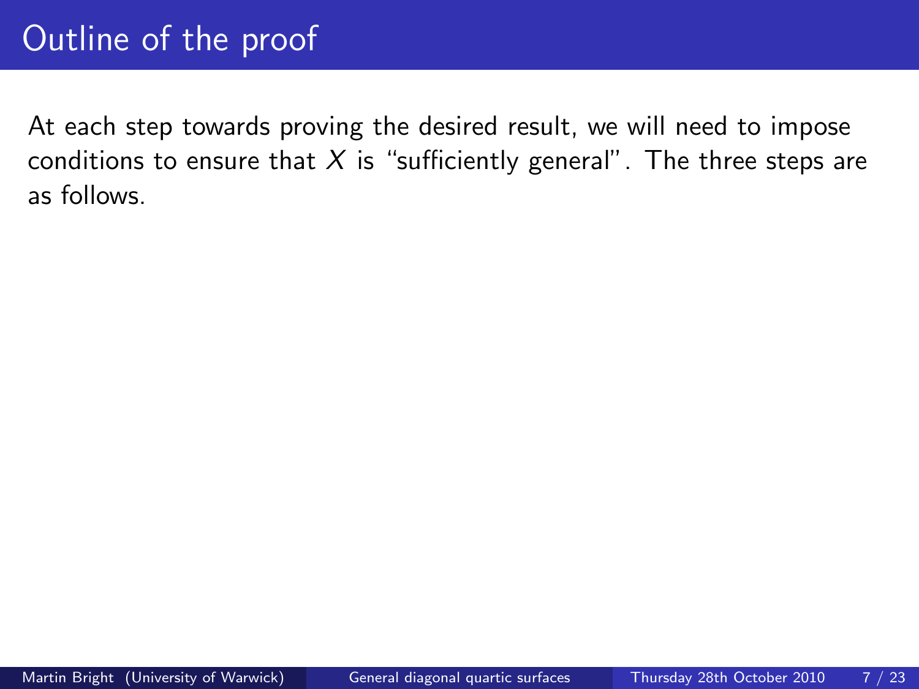# Outline of the proof

At each step towards proving the desired result, we will need to impose conditions to ensure that $X$ is "sufficiently general". The three steps are as follows.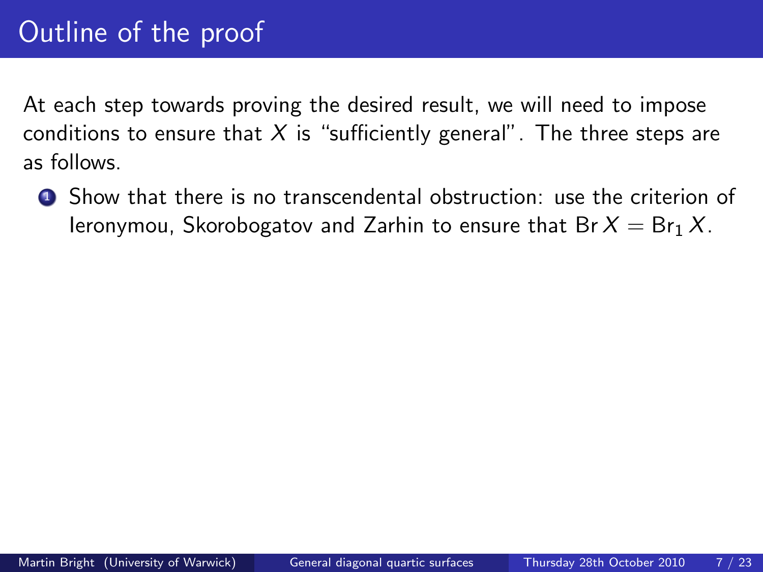# Outline of the proof

At each step towards proving the desired result, we will need to impose conditions to ensure that $X$ is “sufficiently general”. The three steps are as follows.

1. Show that there is no transcendental obstruction: use the criterion of Ieronymou, Skorobogatov and Zarhin to ensure that $\operatorname{Br} X = \operatorname{Br}_1 X$.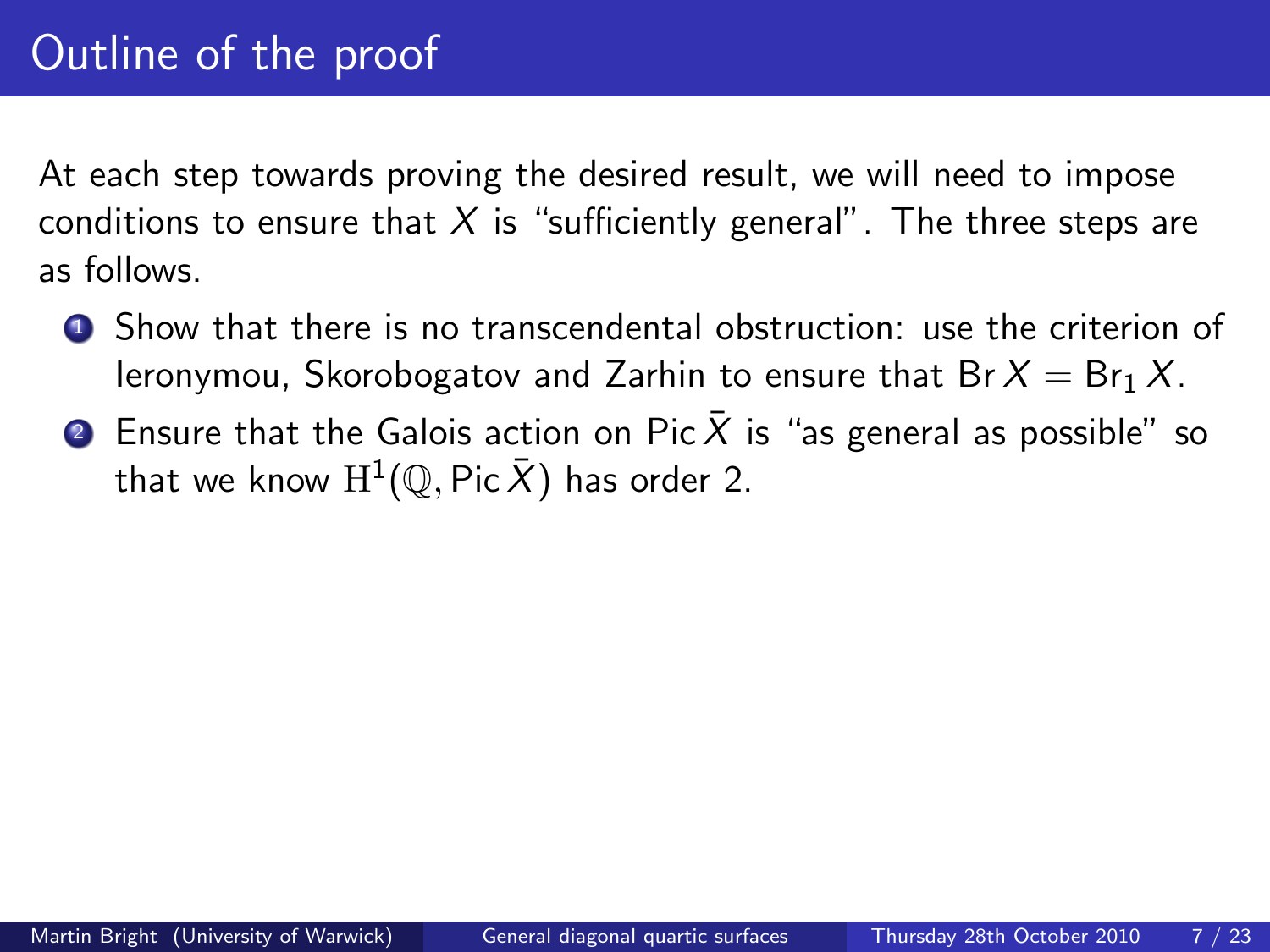# Outline of the proof

At each step towards proving the desired result, we will need to impose conditions to ensure that $X$ is "sufficiently general". The three steps are as follows.

1. Show that there is no transcendental obstruction: use the criterion of Ieronymou, Skorobogatov and Zarhin to ensure that $\operatorname{Br} X = \operatorname{Br}_1 X$.
2. Ensure that the Galois action on $\operatorname{Pic} \bar{X}$ is "as general as possible" so that we know $\mathrm{H}^1(\mathbb{Q}, \operatorname{Pic} \bar{X})$ has order 2.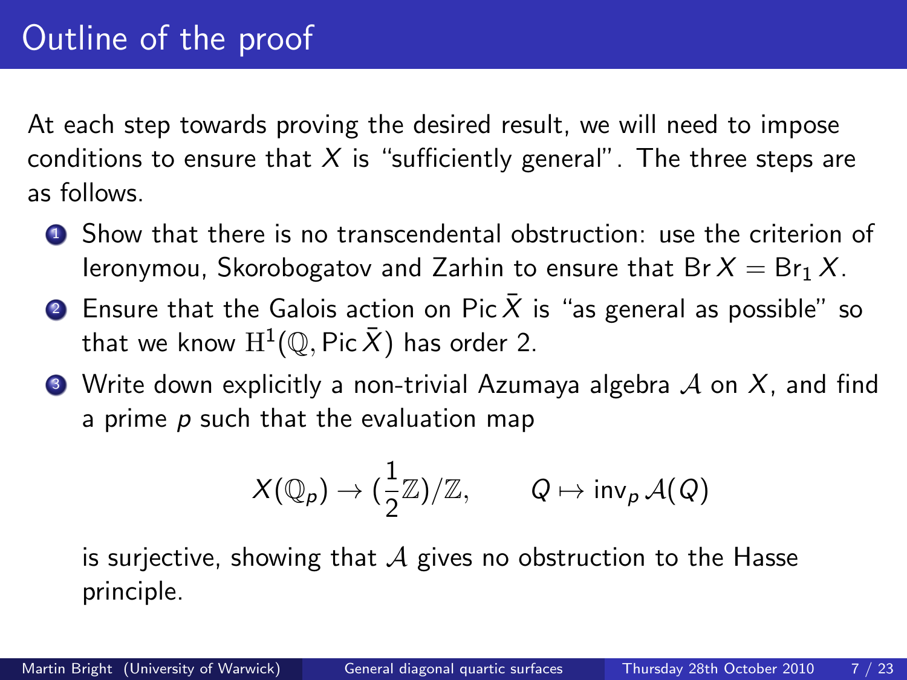# Outline of the proof

At each step towards proving the desired result, we will need to impose conditions to ensure that $X$ is "sufficiently general". The three steps are as follows.

1. Show that there is no transcendental obstruction: use the criterion of Ieronymou, Skorobogatov and Zarhin to ensure that $\operatorname{Br} X = \operatorname{Br}_1 X$.
2. Ensure that the Galois action on $\operatorname{Pic} \bar{X}$ is "as general as possible" so that we know $\mathrm{H}^1(\mathbb{Q}, \operatorname{Pic} \bar{X})$ has order 2.
3. Write down explicitly a non-trivial Azumaya algebra $\mathcal{A}$ on $X$, and find a prime $p$ such that the evaluation map

$$X(\mathbb{Q}_p) \to (\tfrac{1}{2}\mathbb{Z})/\mathbb{Z}, \qquad Q \mapsto \operatorname{inv}_p \mathcal{A}(Q)$$

   is surjective, showing that $\mathcal{A}$ gives no obstruction to the Hasse principle.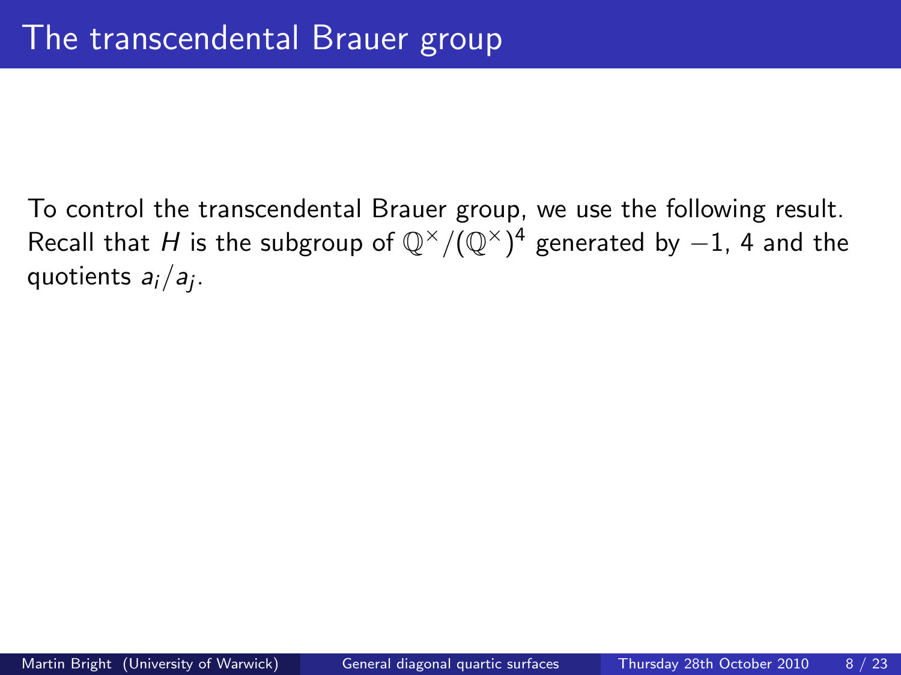# The transcendental Brauer group

To control the transcendental Brauer group, we use the following result. Recall that $H$ is the subgroup of $\mathbb{Q}^\times/(\mathbb{Q}^\times)^4$ generated by $-1$, 4 and the quotients $a_i/a_j$.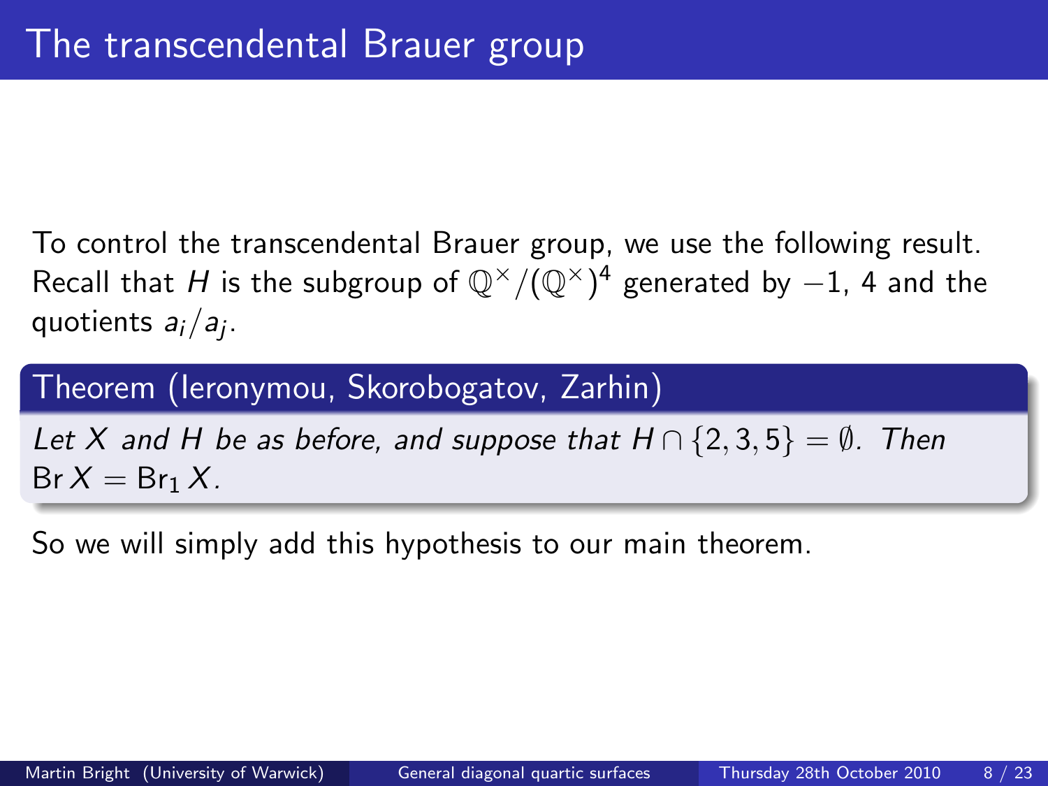# The transcendental Brauer group

To control the transcendental Brauer group, we use the following result. Recall that $H$ is the subgroup of $\mathbb{Q}^\times/(\mathbb{Q}^\times)^4$ generated by $-1$, 4 and the quotients $a_i/a_j$.

**Theorem (Ieronymou, Skorobogatov, Zarhin)**

*Let $X$ and $H$ be as before, and suppose that $H \cap \{2, 3, 5\} = \emptyset$. Then $\operatorname{Br} X = \operatorname{Br}_1 X$.*

So we will simply add this hypothesis to our main theorem.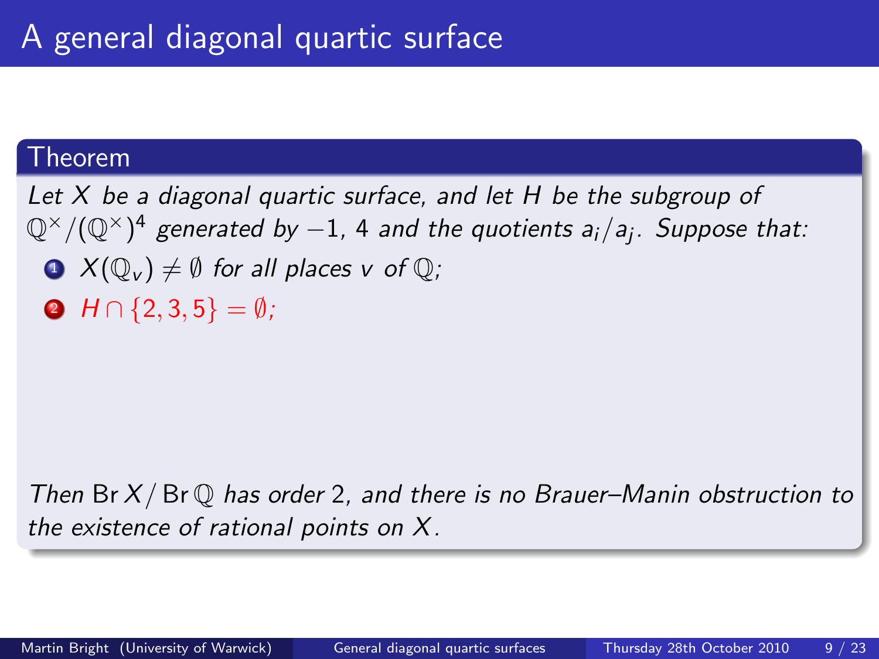# A general diagonal quartic surface

**Theorem**

*Let $X$ be a diagonal quartic surface, and let $H$ be the subgroup of $\mathbb{Q}^\times/(\mathbb{Q}^\times)^4$ generated by $-1$, $4$ and the quotients $a_i/a_j$. Suppose that:*

1. $X(\mathbb{Q}_v) \neq \emptyset$ *for all places $v$ of $\mathbb{Q}$;*
2. $H \cap \{2, 3, 5\} = \emptyset$*;*

*Then $\operatorname{Br} X / \operatorname{Br} \mathbb{Q}$ has order 2, and there is no Brauer–Manin obstruction to the existence of rational points on $X$.*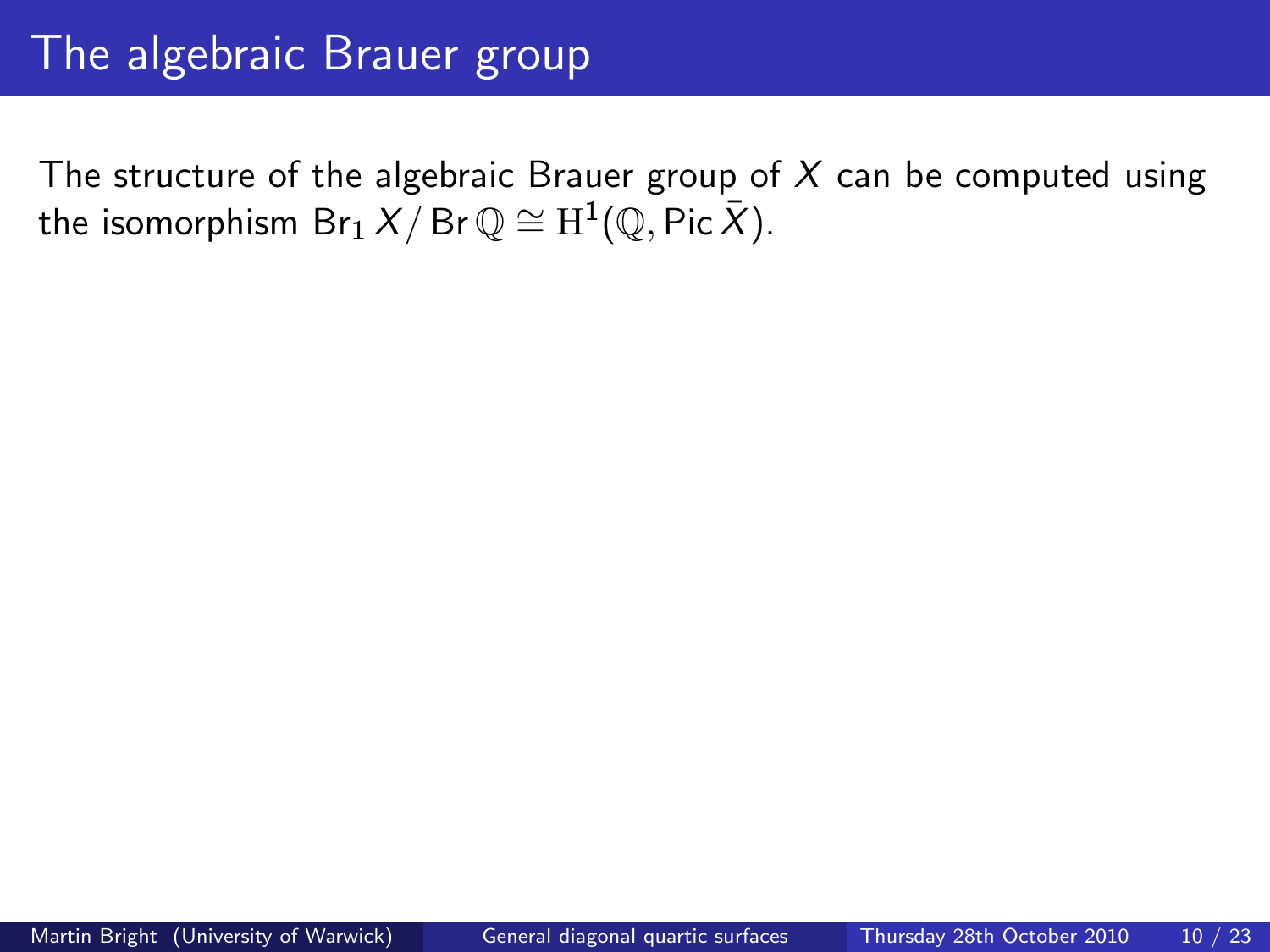# The algebraic Brauer group

The structure of the algebraic Brauer group of $X$ can be computed using the isomorphism $\operatorname{Br}_1 X / \operatorname{Br} \mathbb{Q} \cong \mathrm{H}^1(\mathbb{Q}, \operatorname{Pic} \bar{X})$.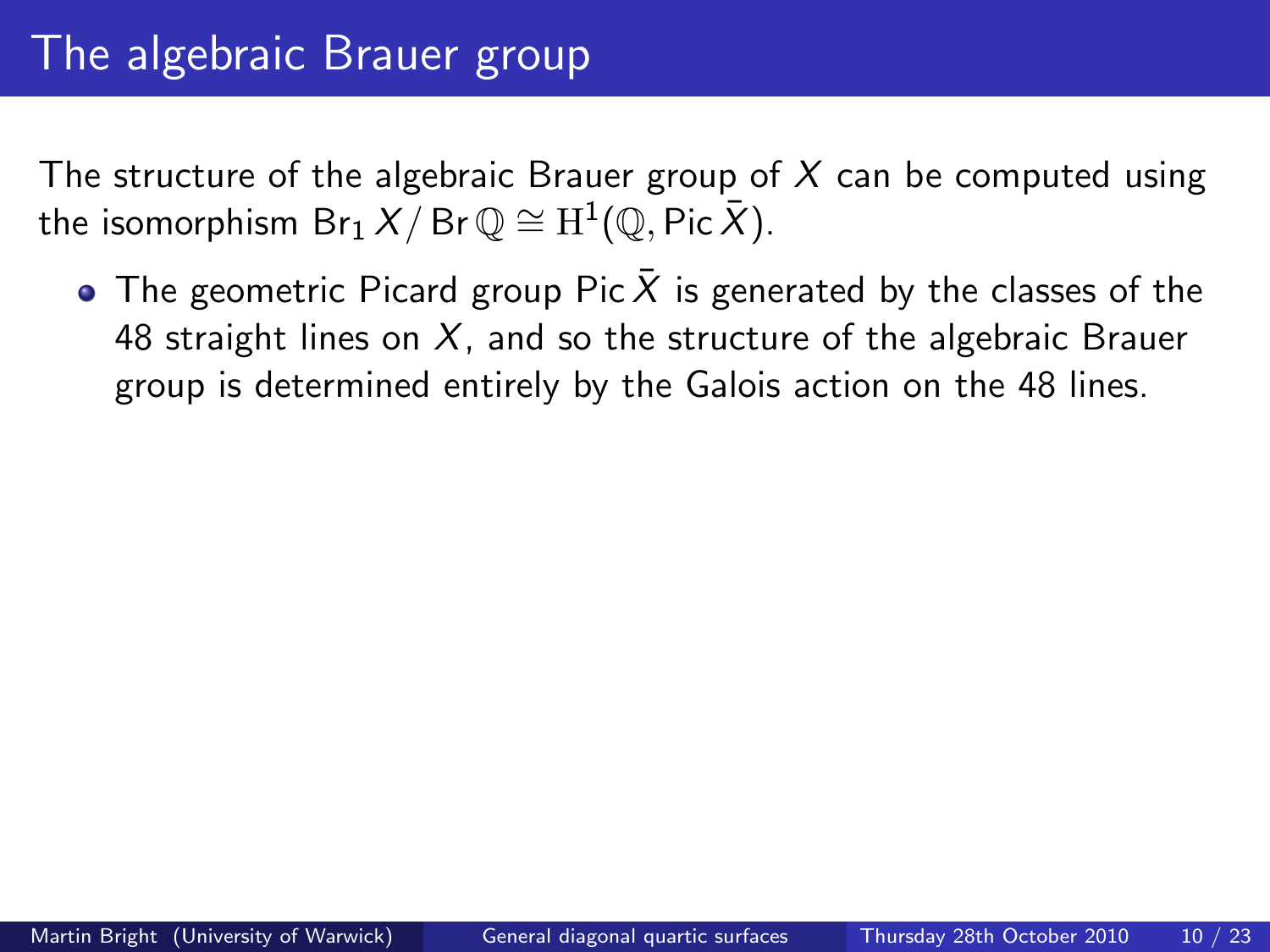# The algebraic Brauer group

The structure of the algebraic Brauer group of $X$ can be computed using the isomorphism $\mathrm{Br}_1 X / \mathrm{Br}\,\mathbb{Q} \cong \mathrm{H}^1(\mathbb{Q}, \mathrm{Pic}\,\bar{X})$.

- The geometric Picard group $\mathrm{Pic}\,\bar{X}$ is generated by the classes of the 48 straight lines on $X$, and so the structure of the algebraic Brauer group is determined entirely by the Galois action on the 48 lines.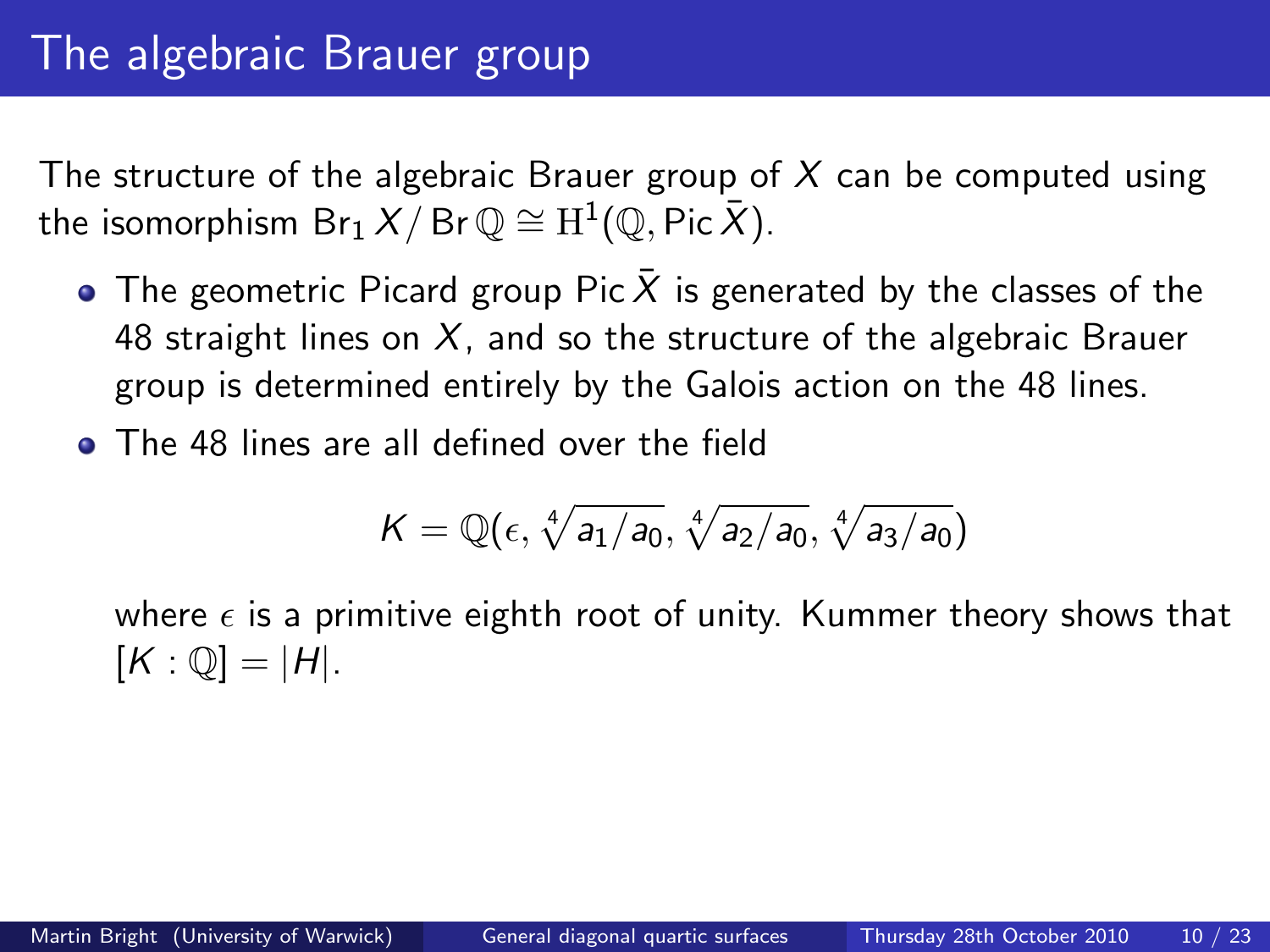# The algebraic Brauer group

The structure of the algebraic Brauer group of $X$ can be computed using the isomorphism $\mathrm{Br}_1 X / \mathrm{Br}\,\mathbb{Q} \cong \mathrm{H}^1(\mathbb{Q}, \mathrm{Pic}\,\bar{X})$.

- The geometric Picard group $\mathrm{Pic}\,\bar{X}$ is generated by the classes of the 48 straight lines on $X$, and so the structure of the algebraic Brauer group is determined entirely by the Galois action on the 48 lines.
- The 48 lines are all defined over the field

$$K = \mathbb{Q}(\epsilon, \sqrt[4]{a_1/a_0}, \sqrt[4]{a_2/a_0}, \sqrt[4]{a_3/a_0})$$

  where $\epsilon$ is a primitive eighth root of unity. Kummer theory shows that $[K : \mathbb{Q}] = |H|$.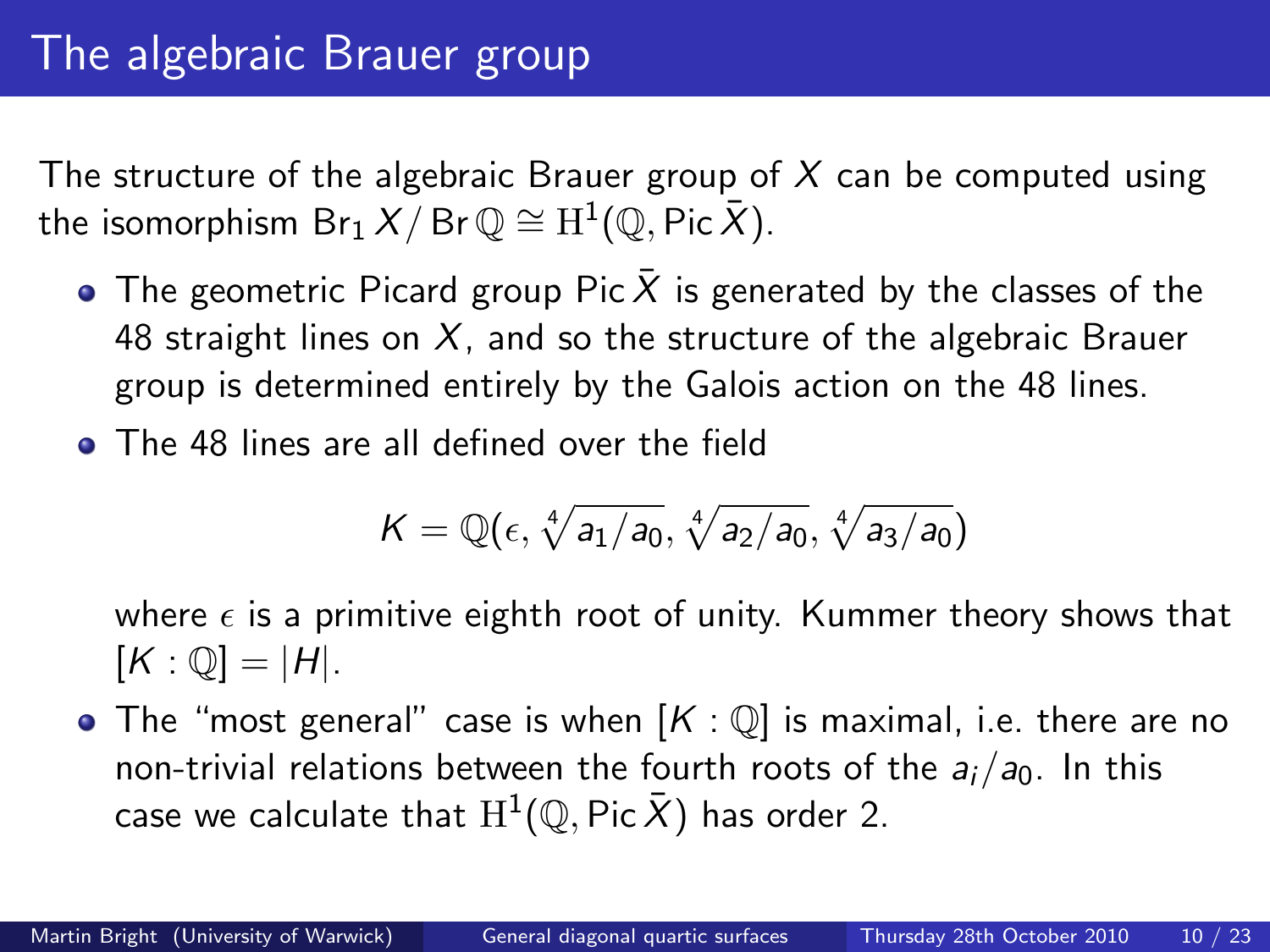# The algebraic Brauer group

The structure of the algebraic Brauer group of $X$ can be computed using the isomorphism $\mathrm{Br}_1 X / \mathrm{Br}\,\mathbb{Q} \cong \mathrm{H}^1(\mathbb{Q}, \mathrm{Pic}\,\bar{X})$.

- The geometric Picard group $\mathrm{Pic}\,\bar{X}$ is generated by the classes of the 48 straight lines on $X$, and so the structure of the algebraic Brauer group is determined entirely by the Galois action on the 48 lines.
- The 48 lines are all defined over the field

$$K = \mathbb{Q}(\epsilon, \sqrt[4]{a_1/a_0}, \sqrt[4]{a_2/a_0}, \sqrt[4]{a_3/a_0})$$

  where $\epsilon$ is a primitive eighth root of unity. Kummer theory shows that $[K : \mathbb{Q}] = |H|$.
- The "most general" case is when $[K : \mathbb{Q}]$ is maximal, i.e. there are no non-trivial relations between the fourth roots of the $a_i/a_0$. In this case we calculate that $\mathrm{H}^1(\mathbb{Q}, \mathrm{Pic}\,\bar{X})$ has order 2.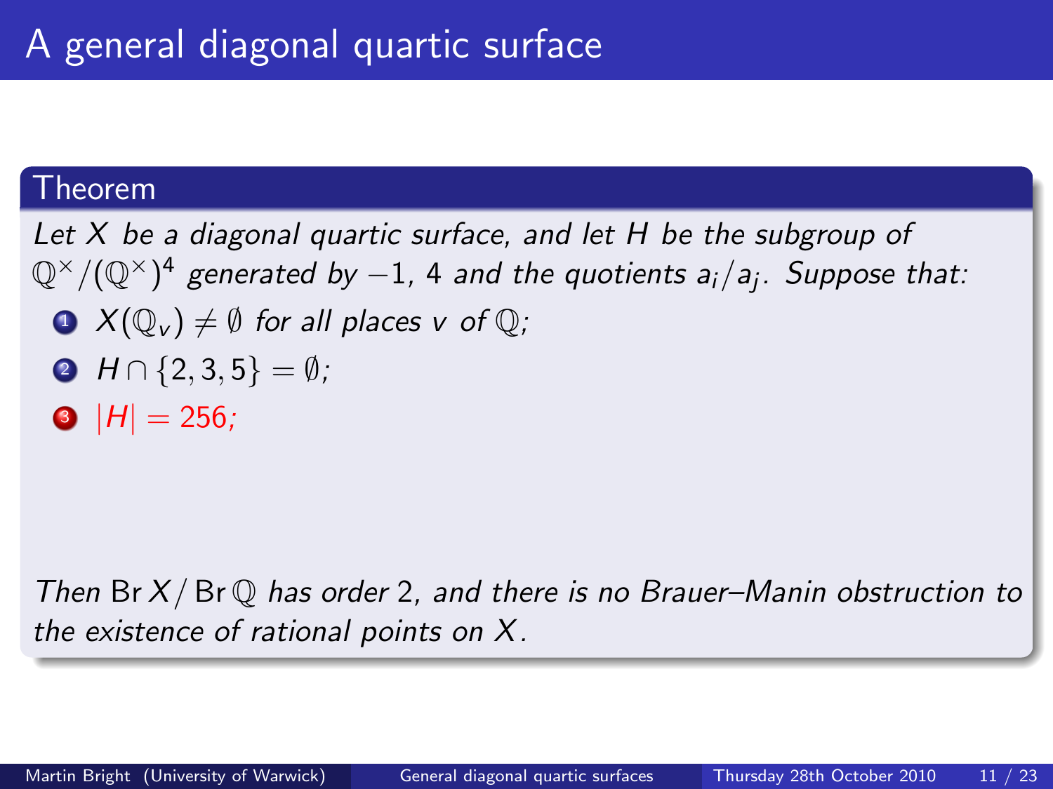# A general diagonal quartic surface

**Theorem**

*Let $X$ be a diagonal quartic surface, and let $H$ be the subgroup of $\mathbb{Q}^\times/(\mathbb{Q}^\times)^4$ generated by $-1$, $4$ and the quotients $a_i/a_j$. Suppose that:*

1. $X(\mathbb{Q}_v) \neq \emptyset$ *for all places $v$ of $\mathbb{Q}$;*
2. $H \cap \{2, 3, 5\} = \emptyset$*;*
3. $|H| = 256$*;*

*Then* $\operatorname{Br} X / \operatorname{Br} \mathbb{Q}$ *has order* $2$*, and there is no Brauer–Manin obstruction to the existence of rational points on $X$.*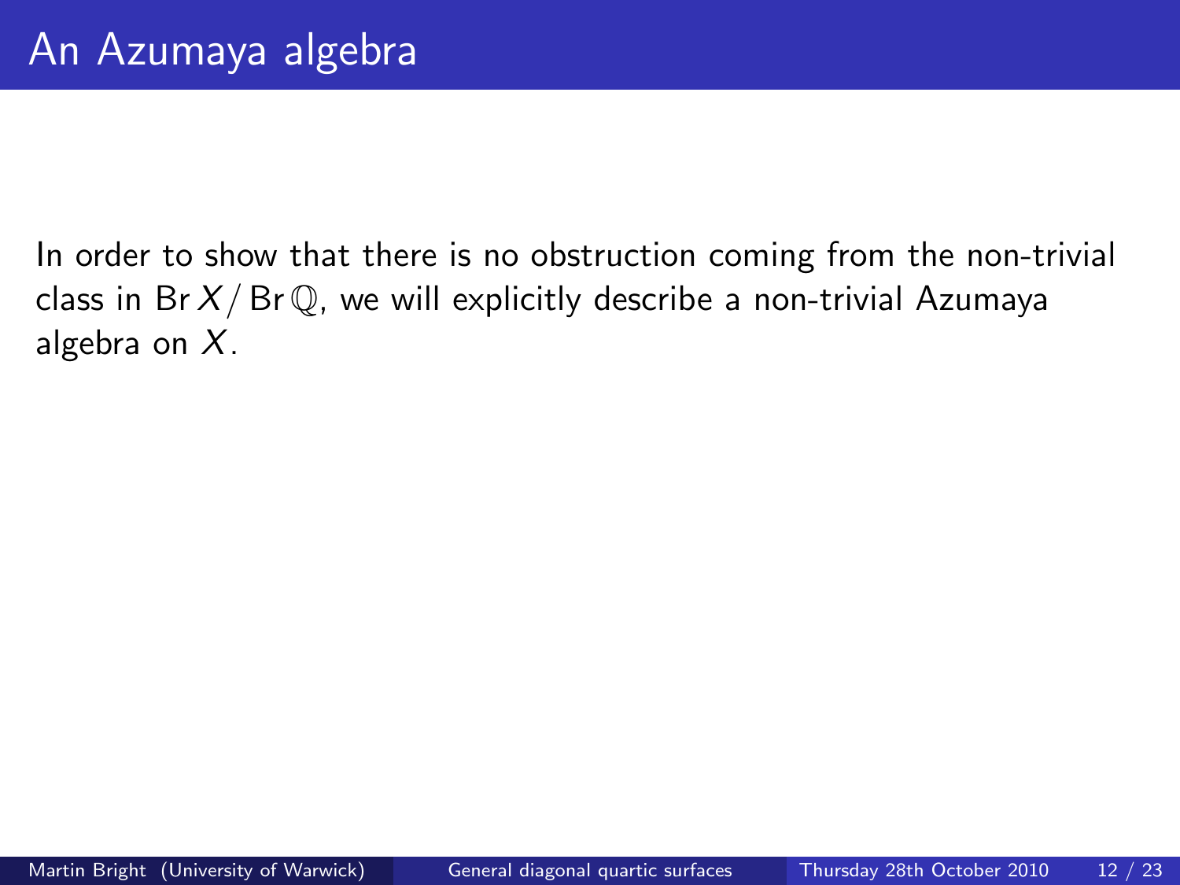# An Azumaya algebra

In order to show that there is no obstruction coming from the non-trivial class in $\operatorname{Br} X / \operatorname{Br} \mathbb{Q}$, we will explicitly describe a non-trivial Azumaya algebra on $X$.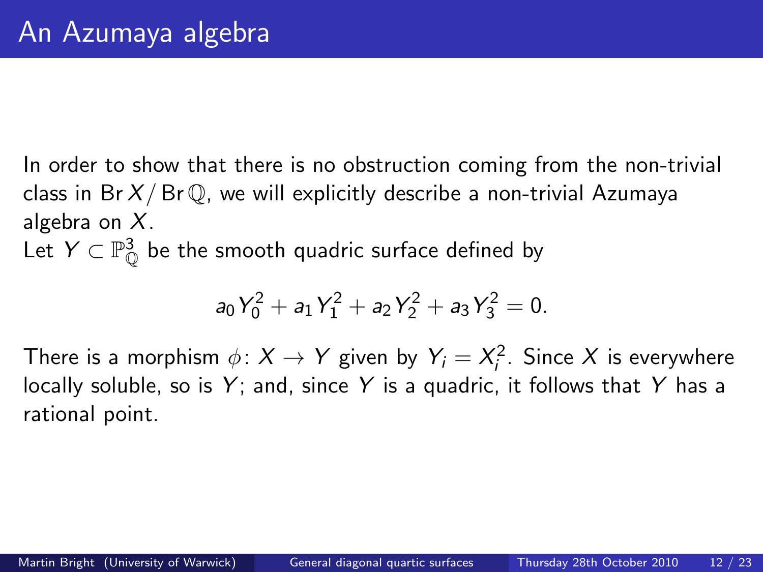# An Azumaya algebra

In order to show that there is no obstruction coming from the non-trivial class in $\operatorname{Br} X / \operatorname{Br} \mathbb{Q}$, we will explicitly describe a non-trivial Azumaya algebra on $X$.

Let $Y \subset \mathbb{P}^3_{\mathbb{Q}}$ be the smooth quadric surface defined by

$$a_0 Y_0^2 + a_1 Y_1^2 + a_2 Y_2^2 + a_3 Y_3^2 = 0.$$

There is a morphism $\phi \colon X \to Y$ given by $Y_i = X_i^2$. Since $X$ is everywhere locally soluble, so is $Y$; and, since $Y$ is a quadric, it follows that $Y$ has a rational point.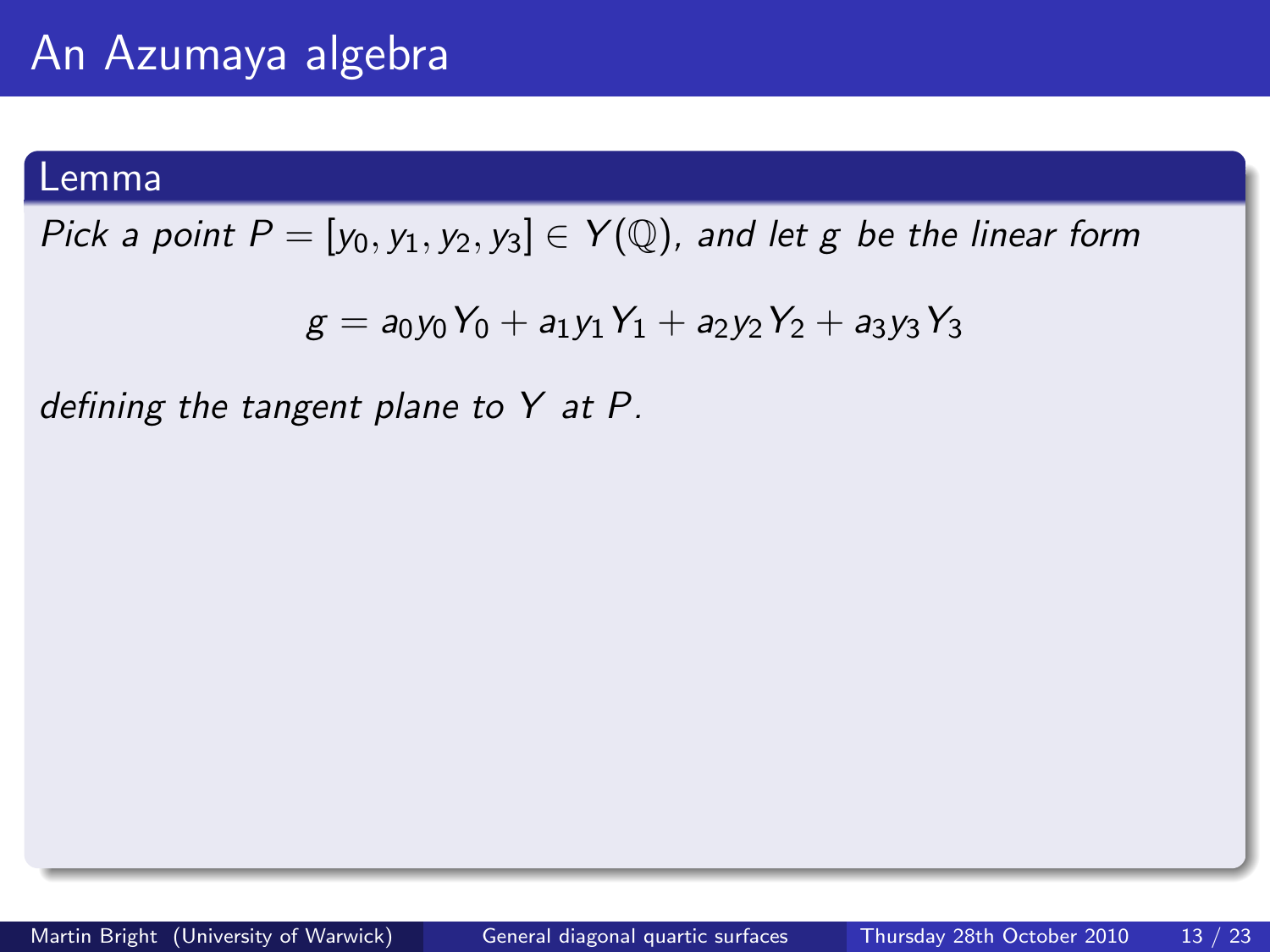# An Azumaya algebra

**Lemma**

*Pick a point $P = [y_0, y_1, y_2, y_3] \in Y(\mathbb{Q})$, and let $g$ be the linear form*

$$g = a_0 y_0 Y_0 + a_1 y_1 Y_1 + a_2 y_2 Y_2 + a_3 y_3 Y_3$$

*defining the tangent plane to $Y$ at $P$.*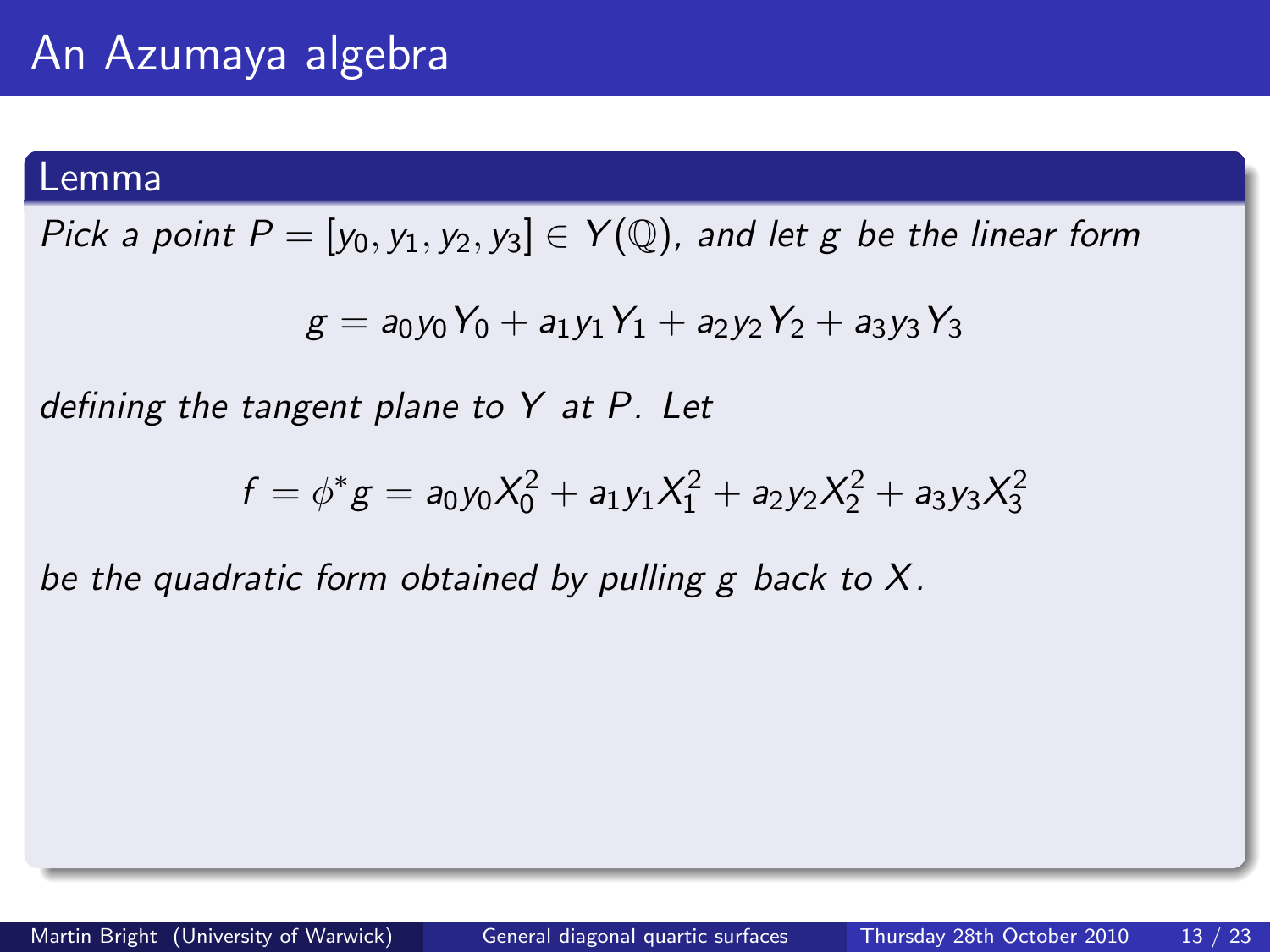# An Azumaya algebra

**Lemma**

*Pick a point $P = [y_0, y_1, y_2, y_3] \in Y(\mathbb{Q})$, and let $g$ be the linear form*

$$g = a_0 y_0 Y_0 + a_1 y_1 Y_1 + a_2 y_2 Y_2 + a_3 y_3 Y_3$$

*defining the tangent plane to $Y$ at $P$. Let*

$$f = \phi^* g = a_0 y_0 X_0^2 + a_1 y_1 X_1^2 + a_2 y_2 X_2^2 + a_3 y_3 X_3^2$$

*be the quadratic form obtained by pulling $g$ back to $X$.*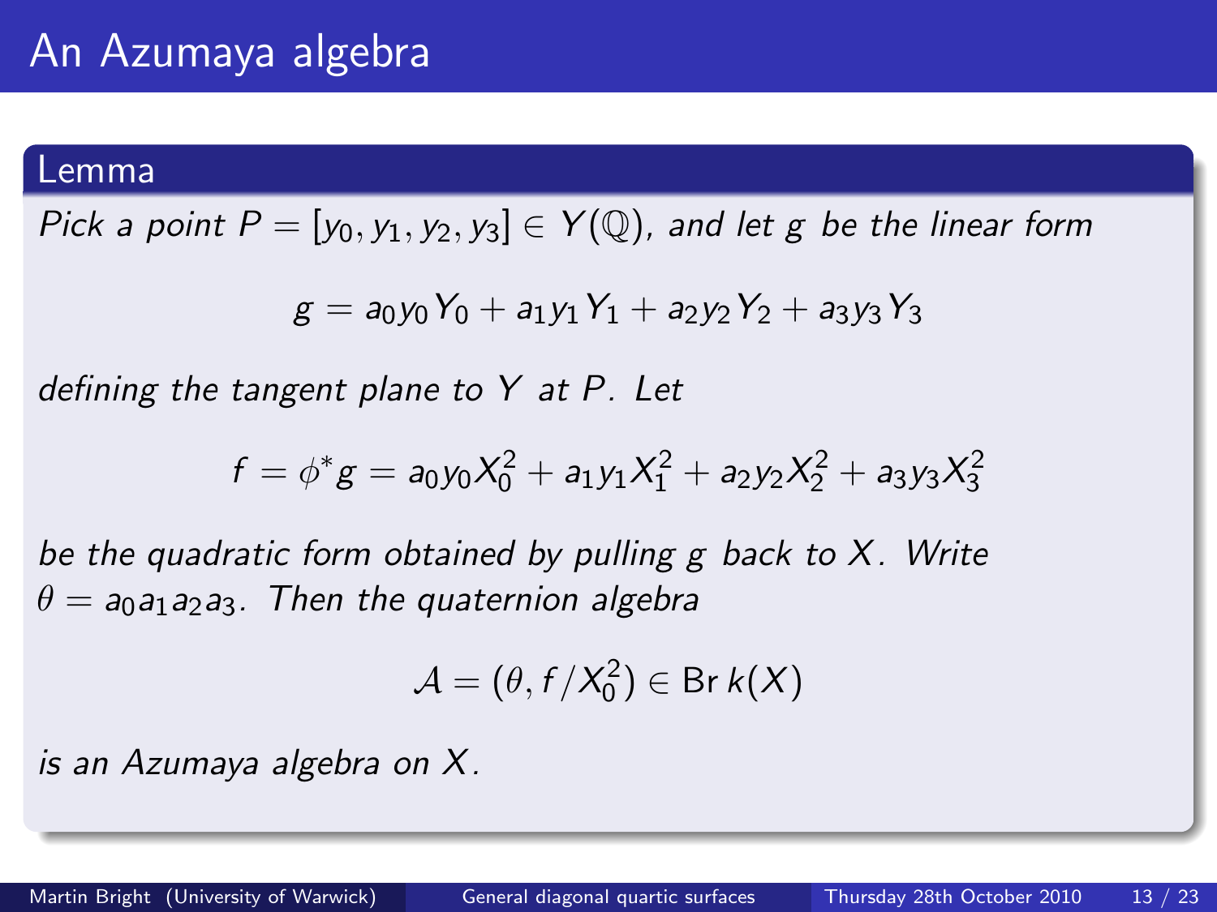# An Azumaya algebra

**Lemma**

*Pick a point $P = [y_0, y_1, y_2, y_3] \in Y(\mathbb{Q})$, and let $g$ be the linear form*

$$g = a_0 y_0 Y_0 + a_1 y_1 Y_1 + a_2 y_2 Y_2 + a_3 y_3 Y_3$$

*defining the tangent plane to $Y$ at $P$. Let*

$$f = \phi^* g = a_0 y_0 X_0^2 + a_1 y_1 X_1^2 + a_2 y_2 X_2^2 + a_3 y_3 X_3^2$$

*be the quadratic form obtained by pulling $g$ back to $X$. Write $\theta = a_0 a_1 a_2 a_3$. Then the quaternion algebra*

$$\mathcal{A} = (\theta, f/X_0^2) \in \operatorname{Br} k(X)$$

*is an Azumaya algebra on $X$.*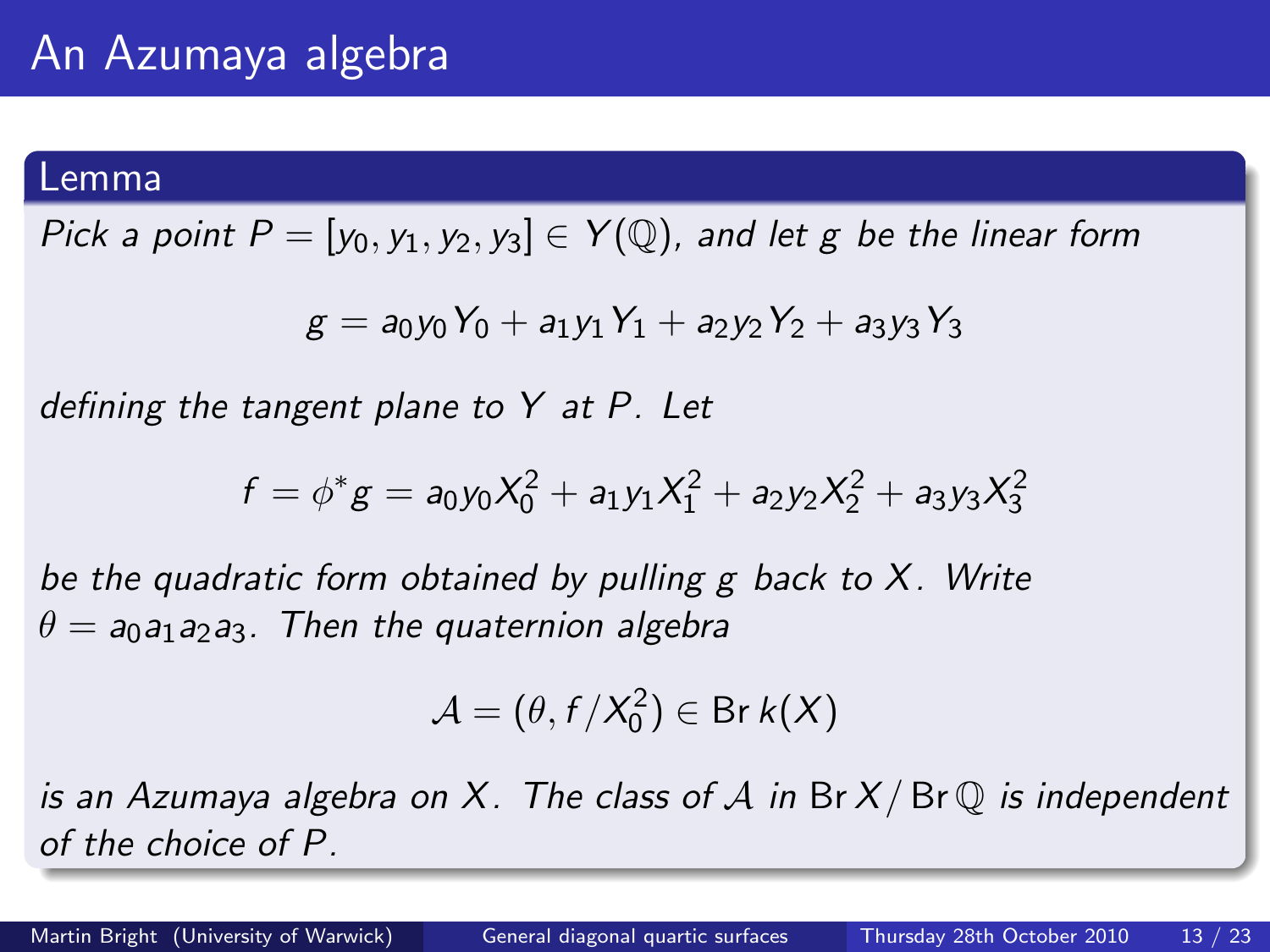# An Azumaya algebra

**Lemma**

*Pick a point $P = [y_0, y_1, y_2, y_3] \in Y(\mathbb{Q})$, and let $g$ be the linear form*

$$g = a_0 y_0 Y_0 + a_1 y_1 Y_1 + a_2 y_2 Y_2 + a_3 y_3 Y_3$$

*defining the tangent plane to $Y$ at $P$. Let*

$$f = \phi^* g = a_0 y_0 X_0^2 + a_1 y_1 X_1^2 + a_2 y_2 X_2^2 + a_3 y_3 X_3^2$$

*be the quadratic form obtained by pulling $g$ back to $X$. Write $\theta = a_0 a_1 a_2 a_3$. Then the quaternion algebra*

$$\mathcal{A} = (\theta, f/X_0^2) \in \operatorname{Br} k(X)$$

*is an Azumaya algebra on $X$. The class of $\mathcal{A}$ in $\operatorname{Br} X / \operatorname{Br} \mathbb{Q}$ is independent of the choice of $P$.*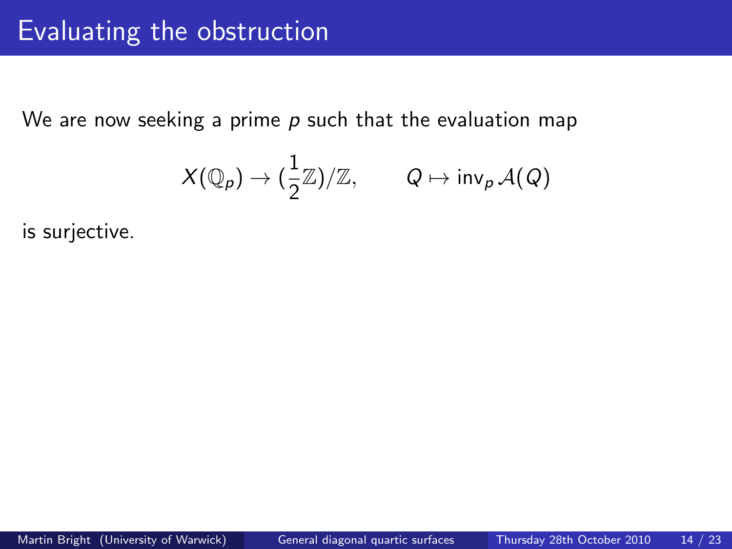# Evaluating the obstruction

We are now seeking a prime $p$ such that the evaluation map

$$X(\mathbb{Q}_p) \to (\frac{1}{2}\mathbb{Z})/\mathbb{Z}, \qquad Q \mapsto \operatorname{inv}_p \mathcal{A}(Q)$$

is surjective.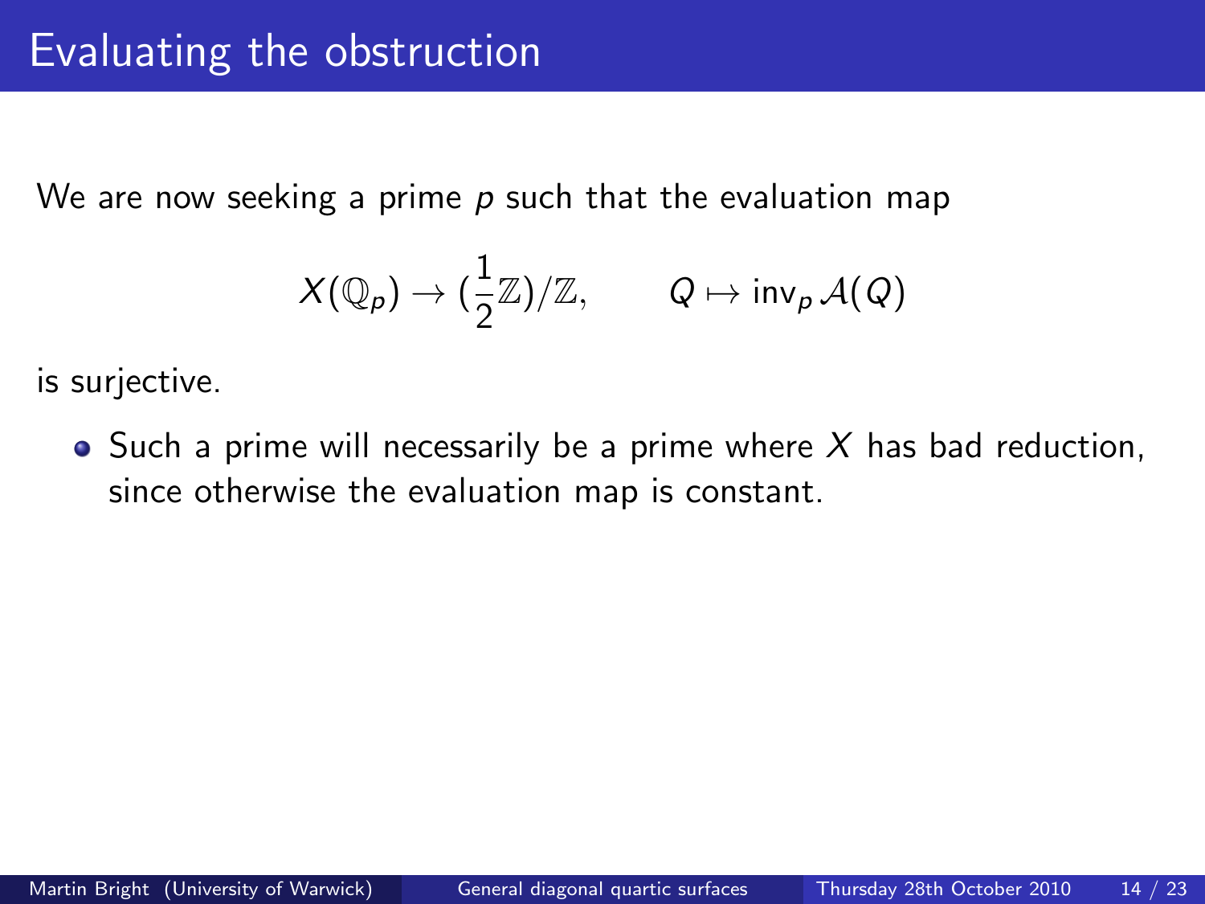# Evaluating the obstruction

We are now seeking a prime $p$ such that the evaluation map

$$X(\mathbb{Q}_p) \to (\frac{1}{2}\mathbb{Z})/\mathbb{Z}, \qquad Q \mapsto \operatorname{inv}_p \mathcal{A}(Q)$$

is surjective.

- Such a prime will necessarily be a prime where $X$ has bad reduction, since otherwise the evaluation map is constant.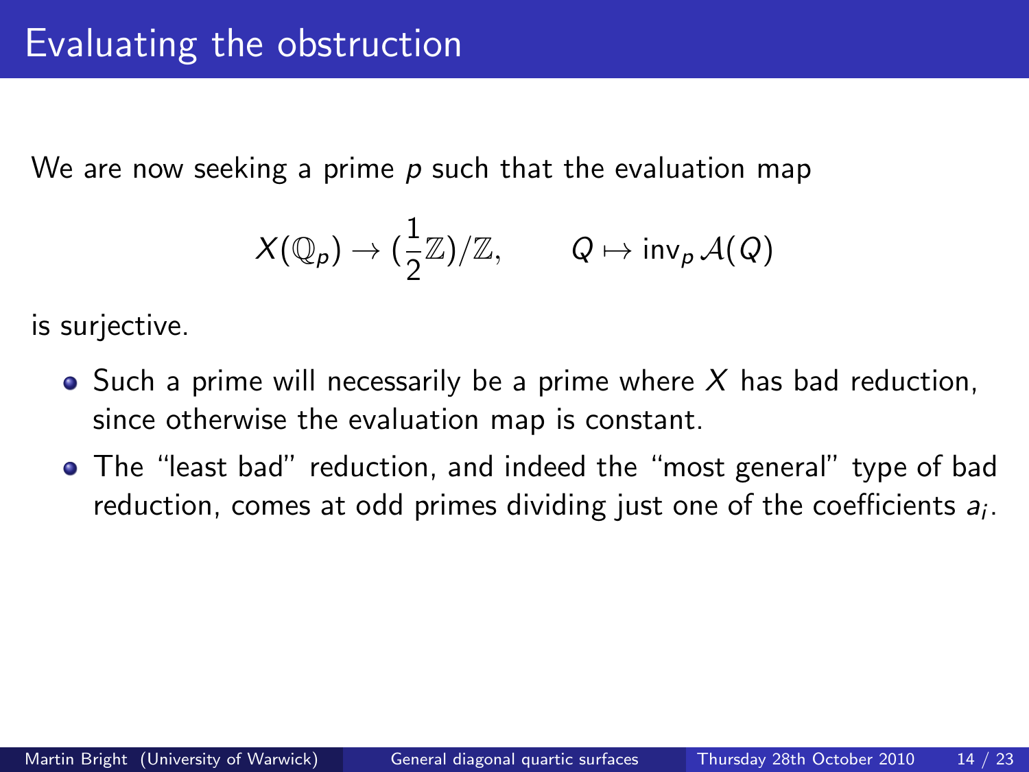# Evaluating the obstruction

We are now seeking a prime $p$ such that the evaluation map

$$X(\mathbb{Q}_p) \to (\frac{1}{2}\mathbb{Z})/\mathbb{Z}, \qquad Q \mapsto \mathrm{inv}_p \, \mathcal{A}(Q)$$

is surjective.

- Such a prime will necessarily be a prime where $X$ has bad reduction, since otherwise the evaluation map is constant.
- The "least bad" reduction, and indeed the "most general" type of bad reduction, comes at odd primes dividing just one of the coefficients $a_i$.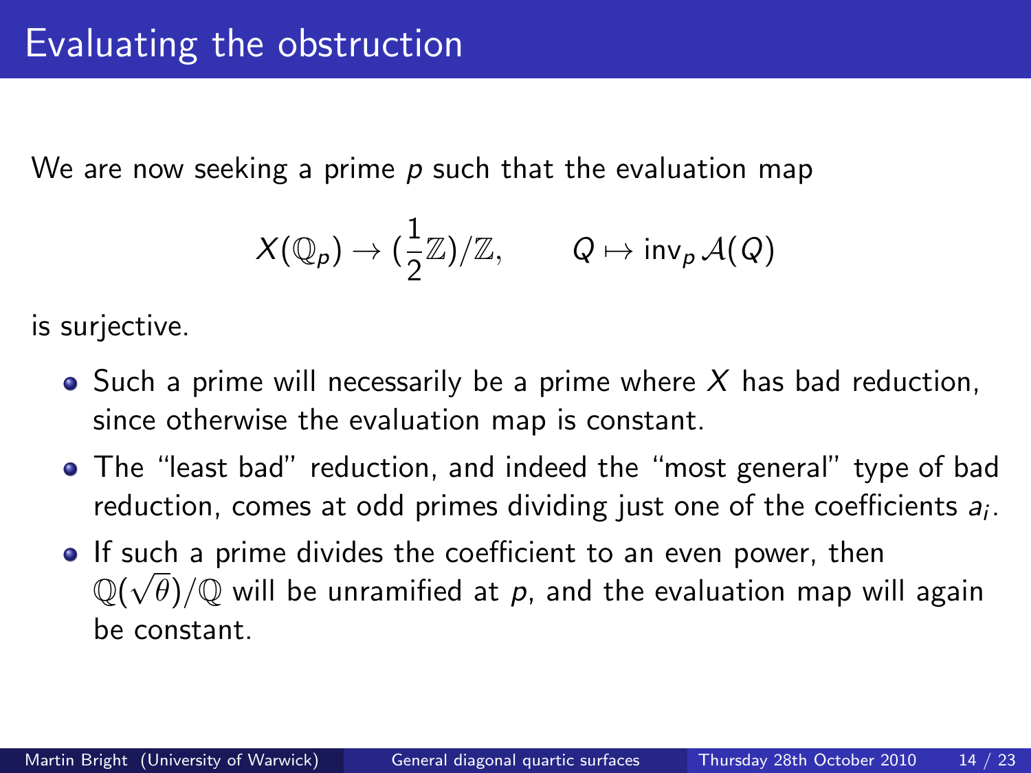# Evaluating the obstruction

We are now seeking a prime $p$ such that the evaluation map

$$X(\mathbb{Q}_p) \to (\tfrac{1}{2}\mathbb{Z})/\mathbb{Z}, \qquad Q \mapsto \operatorname{inv}_p \mathcal{A}(Q)$$

is surjective.

- Such a prime will necessarily be a prime where $X$ has bad reduction, since otherwise the evaluation map is constant.
- The "least bad" reduction, and indeed the "most general" type of bad reduction, comes at odd primes dividing just one of the coefficients $a_i$.
- If such a prime divides the coefficient to an even power, then $\mathbb{Q}(\sqrt{\theta})/\mathbb{Q}$ will be unramified at $p$, and the evaluation map will again be constant.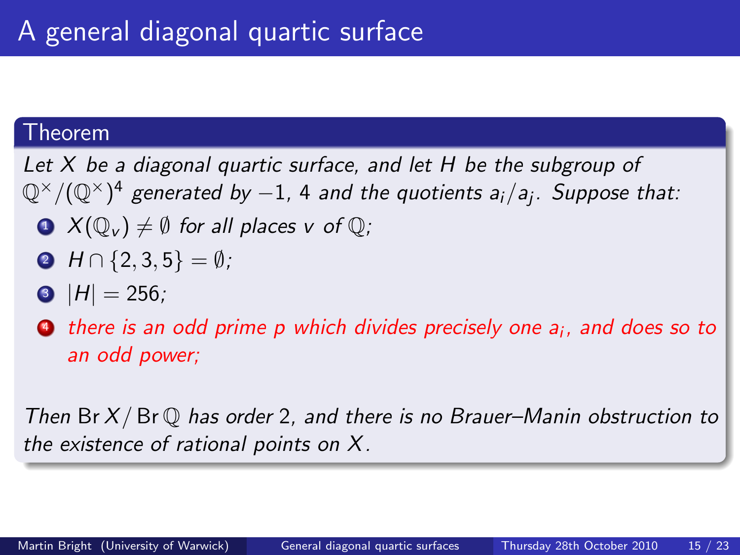# A general diagonal quartic surface

**Theorem**

*Let $X$ be a diagonal quartic surface, and let $H$ be the subgroup of $\mathbb{Q}^\times/(\mathbb{Q}^\times)^4$ generated by $-1$, $4$ and the quotients $a_i/a_j$. Suppose that:*

1. $X(\mathbb{Q}_v) \neq \emptyset$ *for all places* $v$ *of* $\mathbb{Q}$*;*
2. $H \cap \{2, 3, 5\} = \emptyset$*;*
3. $|H| = 256$*;*
4. *there is an odd prime $p$ which divides precisely one $a_i$, and does so to an odd power;*

*Then $\mathrm{Br}\, X / \mathrm{Br}\, \mathbb{Q}$ has order 2, and there is no Brauer–Manin obstruction to the existence of rational points on $X$.*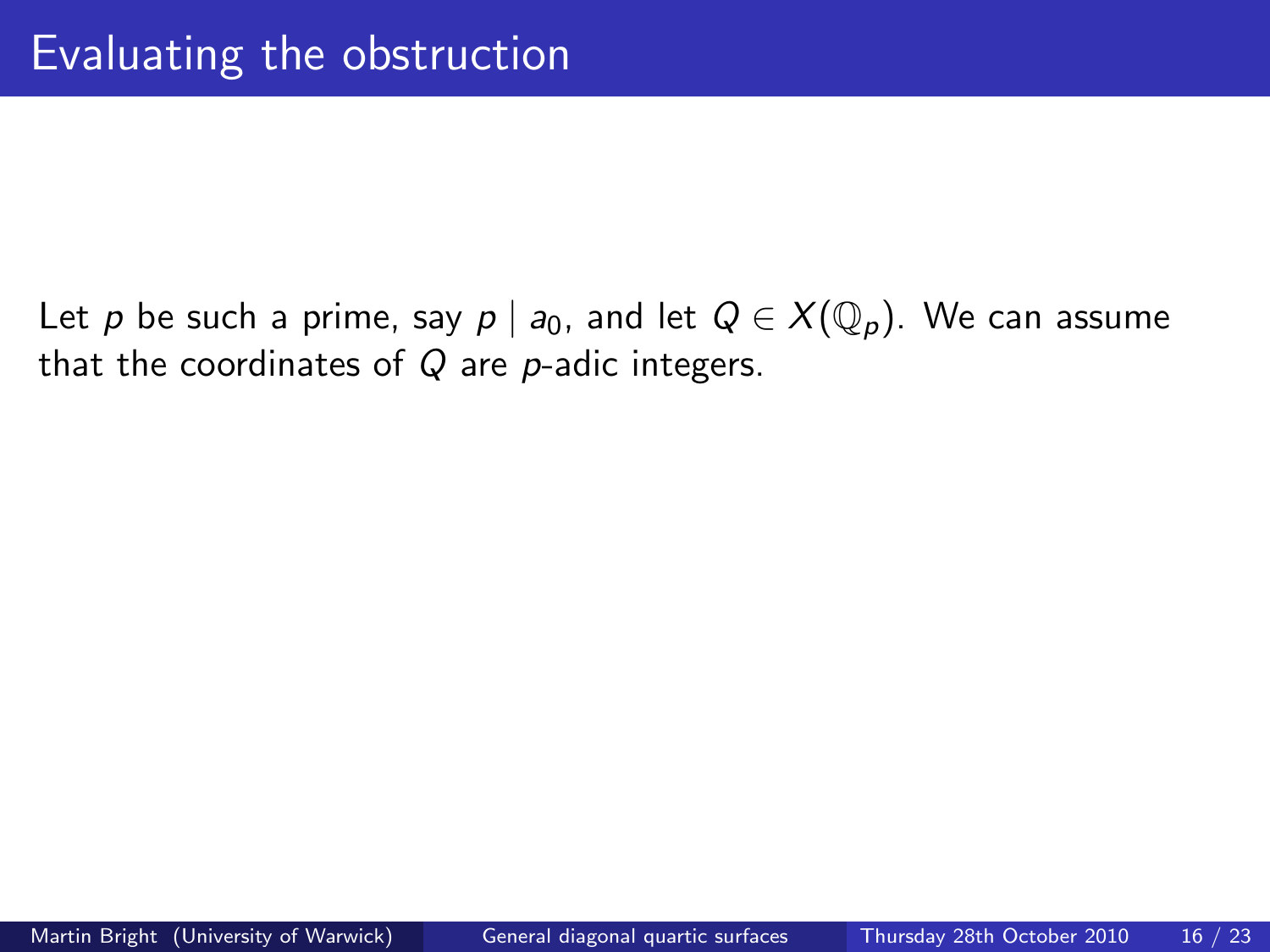# Evaluating the obstruction

Let $p$ be such a prime, say $p \mid a_0$, and let $Q \in X(\mathbb{Q}_p)$. We can assume that the coordinates of $Q$ are $p$-adic integers.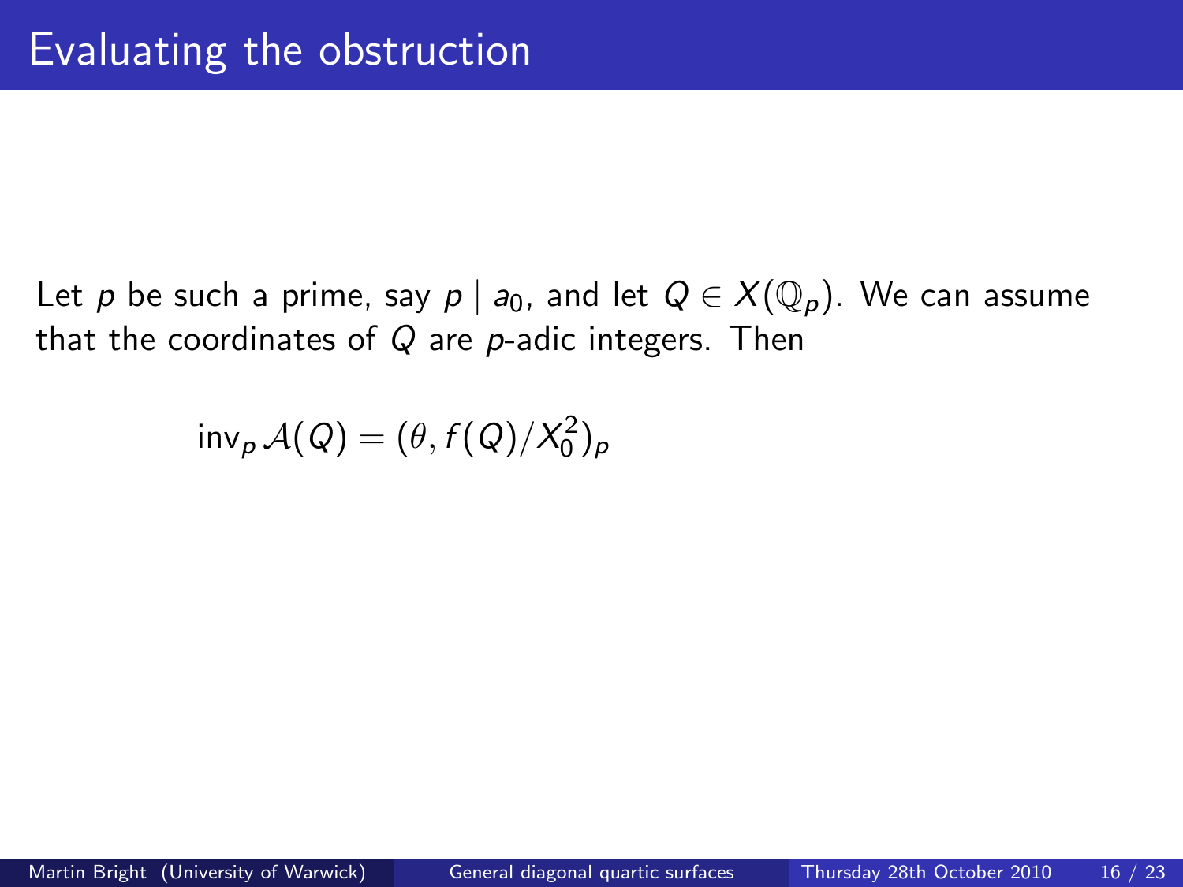# Evaluating the obstruction

Let $p$ be such a prime, say $p \mid a_0$, and let $Q \in X(\mathbb{Q}_p)$. We can assume that the coordinates of $Q$ are $p$-adic integers. Then

$$\operatorname{inv}_p \mathcal{A}(Q) = (\theta, f(Q)/X_0^2)_p$$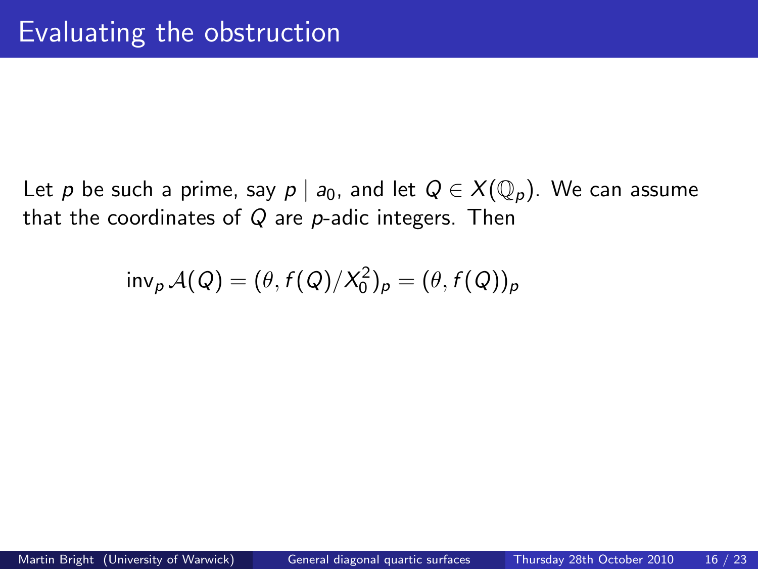# Evaluating the obstruction

Let $p$ be such a prime, say $p \mid a_0$, and let $Q \in X(\mathbb{Q}_p)$. We can assume that the coordinates of $Q$ are $p$-adic integers. Then

$$\operatorname{inv}_p \mathcal{A}(Q) = (\theta, f(Q)/X_0^2)_p = (\theta, f(Q))_p$$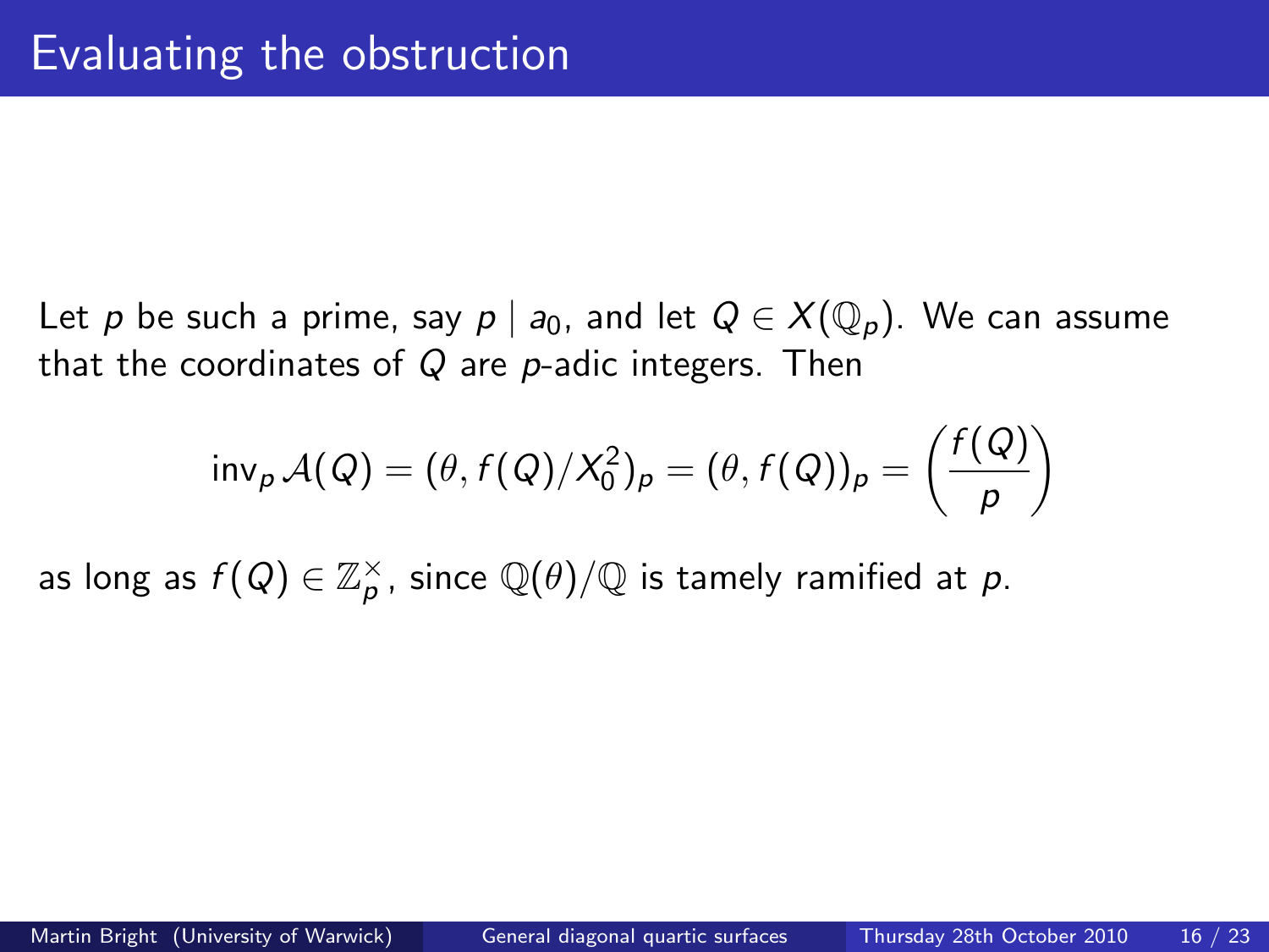# Evaluating the obstruction

Let $p$ be such a prime, say $p \mid a_0$, and let $Q \in X(\mathbb{Q}_p)$. We can assume that the coordinates of $Q$ are $p$-adic integers. Then

$$\operatorname{inv}_p \mathcal{A}(Q) = (\theta, f(Q)/X_0^2)_p = (\theta, f(Q))_p = \left(\frac{f(Q)}{p}\right)$$

as long as $f(Q) \in \mathbb{Z}_p^\times$, since $\mathbb{Q}(\theta)/\mathbb{Q}$ is tamely ramified at $p$.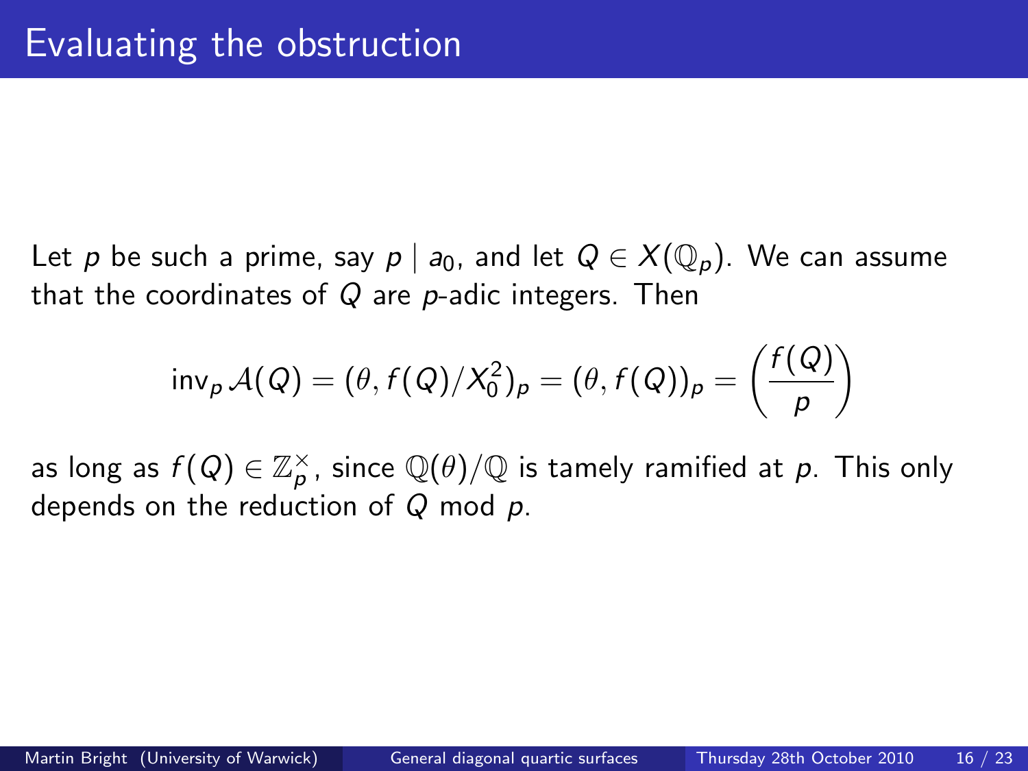# Evaluating the obstruction

Let $p$ be such a prime, say $p \mid a_0$, and let $Q \in X(\mathbb{Q}_p)$. We can assume that the coordinates of $Q$ are $p$-adic integers. Then

$$\operatorname{inv}_p \mathcal{A}(Q) = (\theta, f(Q)/X_0^2)_p = (\theta, f(Q))_p = \left(\frac{f(Q)}{p}\right)$$

as long as $f(Q) \in \mathbb{Z}_p^\times$, since $\mathbb{Q}(\theta)/\mathbb{Q}$ is tamely ramified at $p$. This only depends on the reduction of $Q$ mod $p$.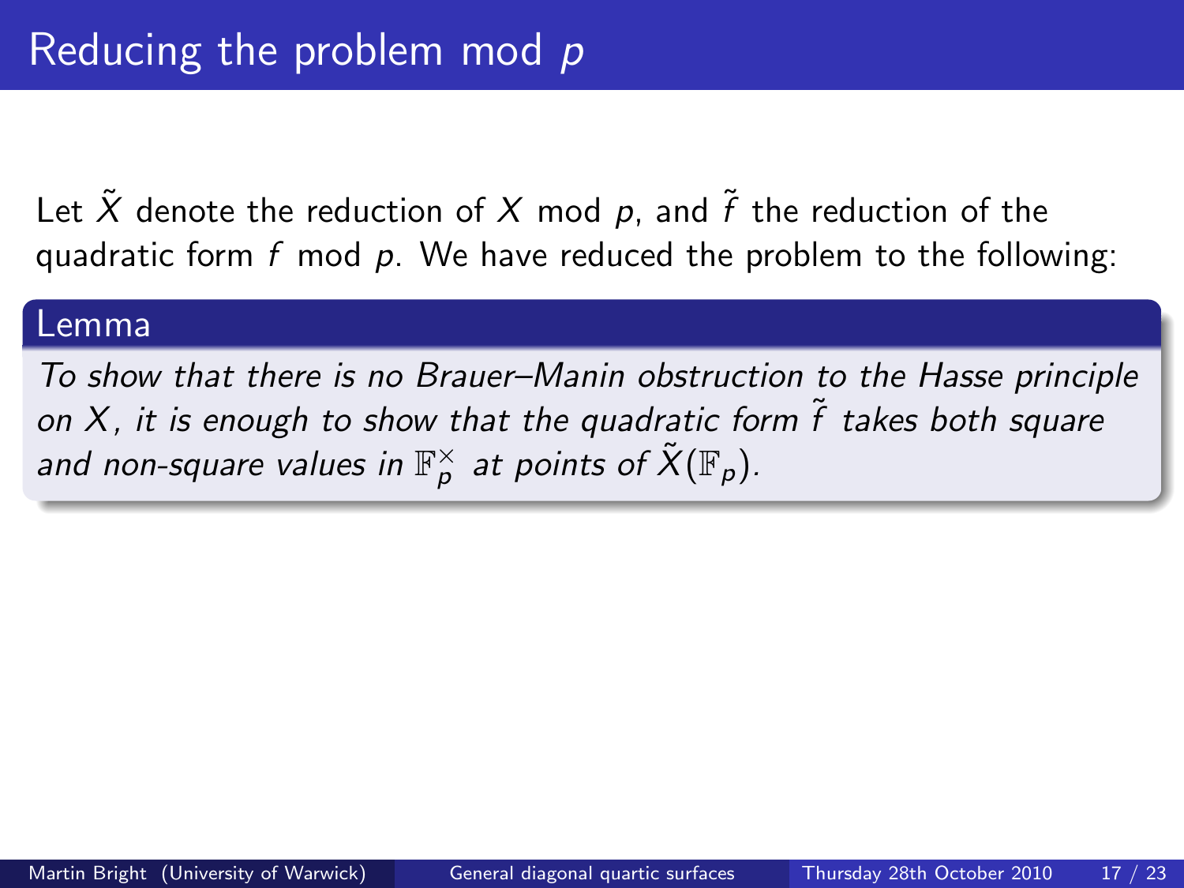# Reducing the problem mod $p$

Let $\tilde{X}$ denote the reduction of $X$ mod $p$, and $\tilde{f}$ the reduction of the quadratic form $f$ mod $p$. We have reduced the problem to the following:

**Lemma**

*To show that there is no Brauer–Manin obstruction to the Hasse principle on $X$, it is enough to show that the quadratic form $\tilde{f}$ takes both square and non-square values in $\mathbb{F}_p^\times$ at points of $\tilde{X}(\mathbb{F}_p)$.*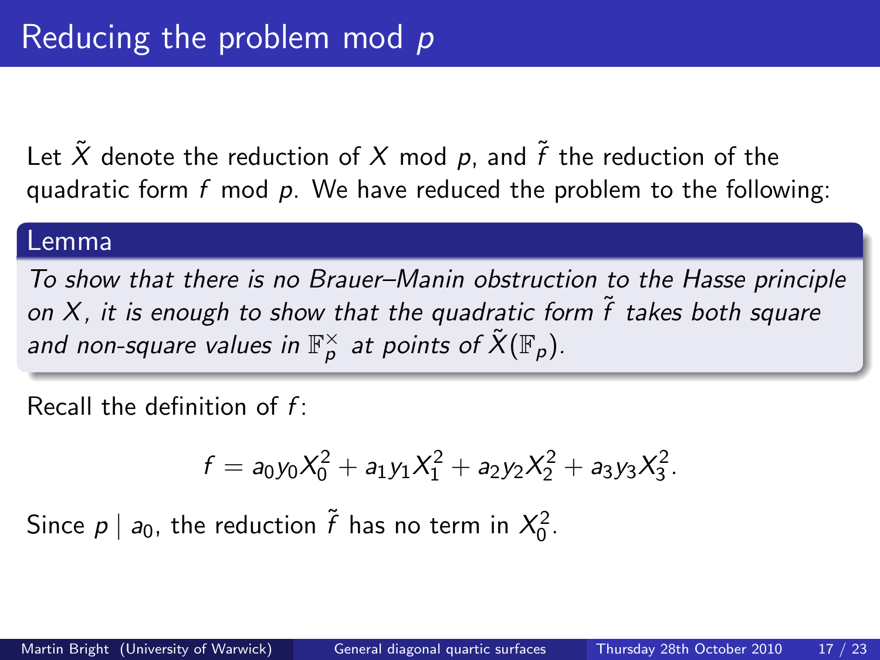# Reducing the problem mod $p$

Let $\tilde{X}$ denote the reduction of $X$ mod $p$, and $\tilde{f}$ the reduction of the quadratic form $f$ mod $p$. We have reduced the problem to the following:

**Lemma**

*To show that there is no Brauer–Manin obstruction to the Hasse principle on $X$, it is enough to show that the quadratic form $\tilde{f}$ takes both square and non-square values in $\mathbb{F}_p^\times$ at points of $\tilde{X}(\mathbb{F}_p)$.*

Recall the definition of $f$:

$$f = a_0 y_0 X_0^2 + a_1 y_1 X_1^2 + a_2 y_2 X_2^2 + a_3 y_3 X_3^2.$$

Since $p \mid a_0$, the reduction $\tilde{f}$ has no term in $X_0^2$.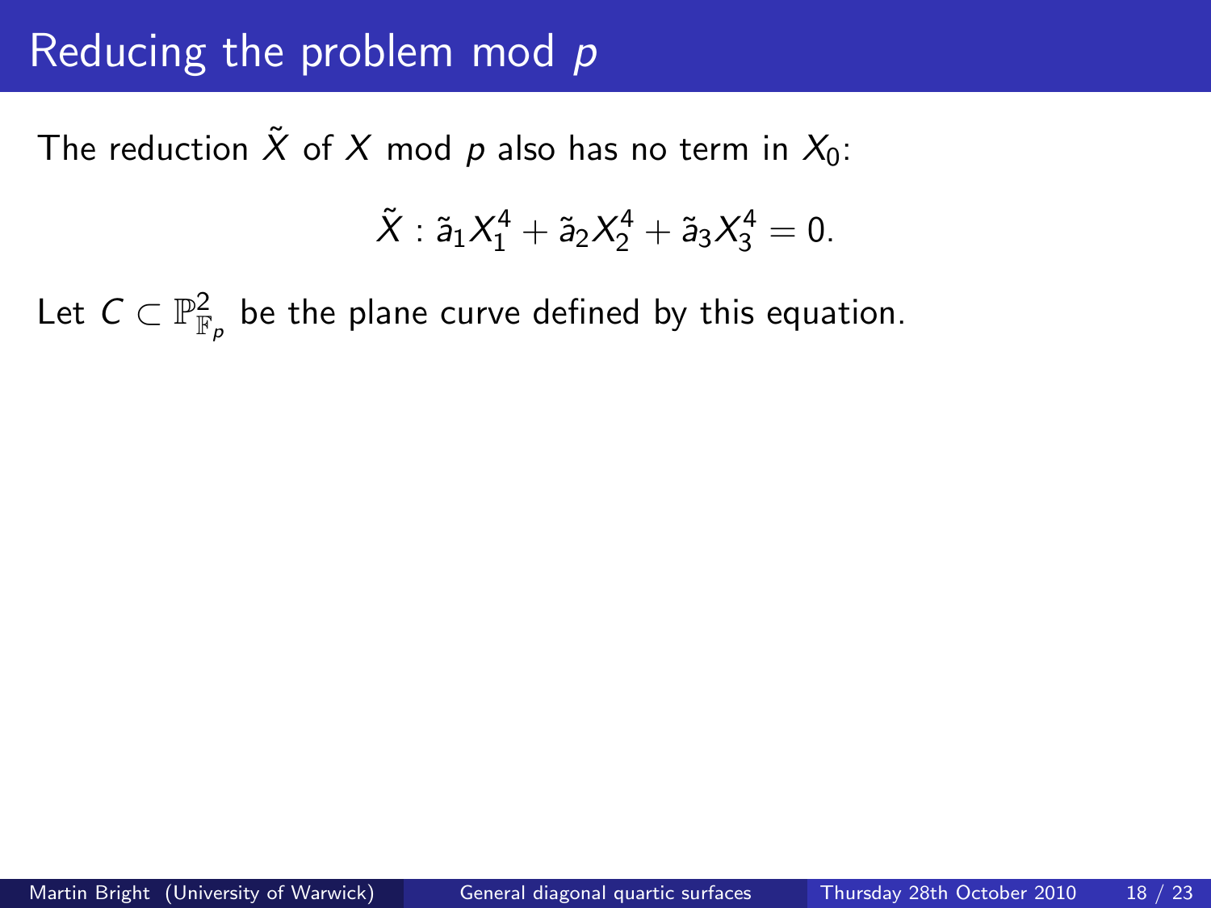# Reducing the problem mod $p$

The reduction $\tilde{X}$ of $X$ mod $p$ also has no term in $X_0$:

$$\tilde{X} : \tilde{a}_1 X_1^4 + \tilde{a}_2 X_2^4 + \tilde{a}_3 X_3^4 = 0.$$

Let $C \subset \mathbb{P}^2_{\mathbb{F}_p}$ be the plane curve defined by this equation.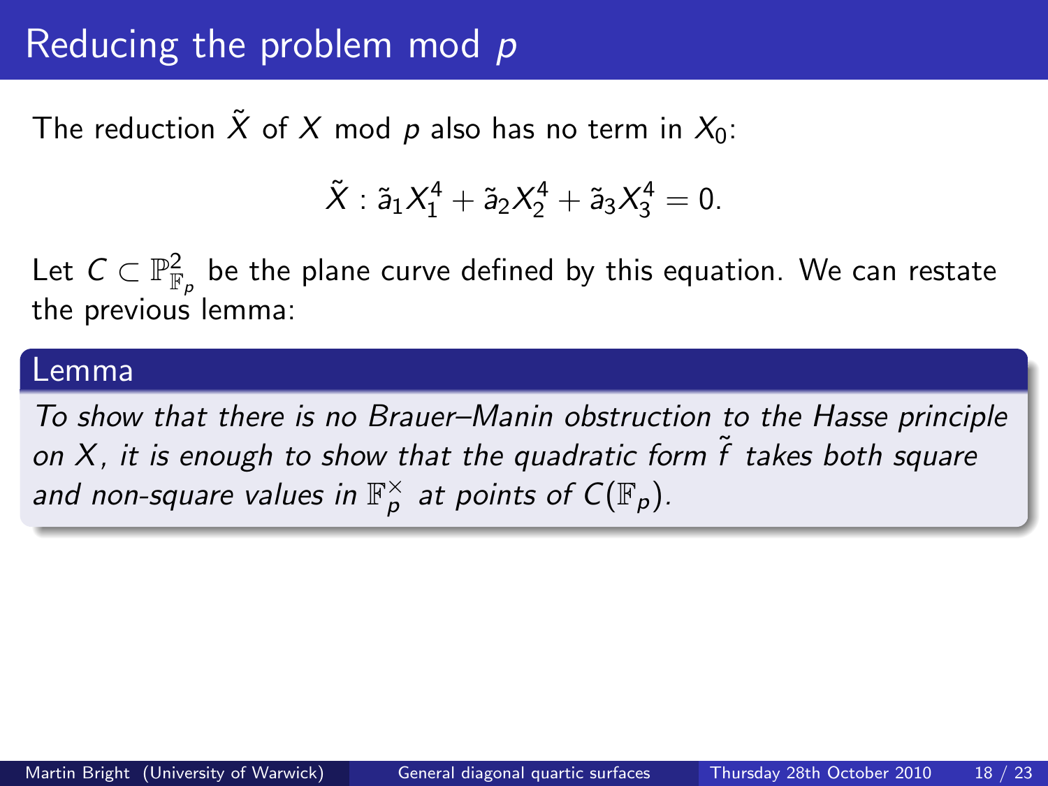# Reducing the problem mod $p$

The reduction $\tilde{X}$ of $X$ mod $p$ also has no term in $X_0$:

$$\tilde{X} : \tilde{a}_1 X_1^4 + \tilde{a}_2 X_2^4 + \tilde{a}_3 X_3^4 = 0.$$

Let $C \subset \mathbb{P}^2_{\mathbb{F}_p}$ be the plane curve defined by this equation. We can restate the previous lemma:

**Lemma**

*To show that there is no Brauer–Manin obstruction to the Hasse principle on $X$, it is enough to show that the quadratic form $\tilde{f}$ takes both square and non-square values in $\mathbb{F}_p^\times$ at points of $C(\mathbb{F}_p)$.*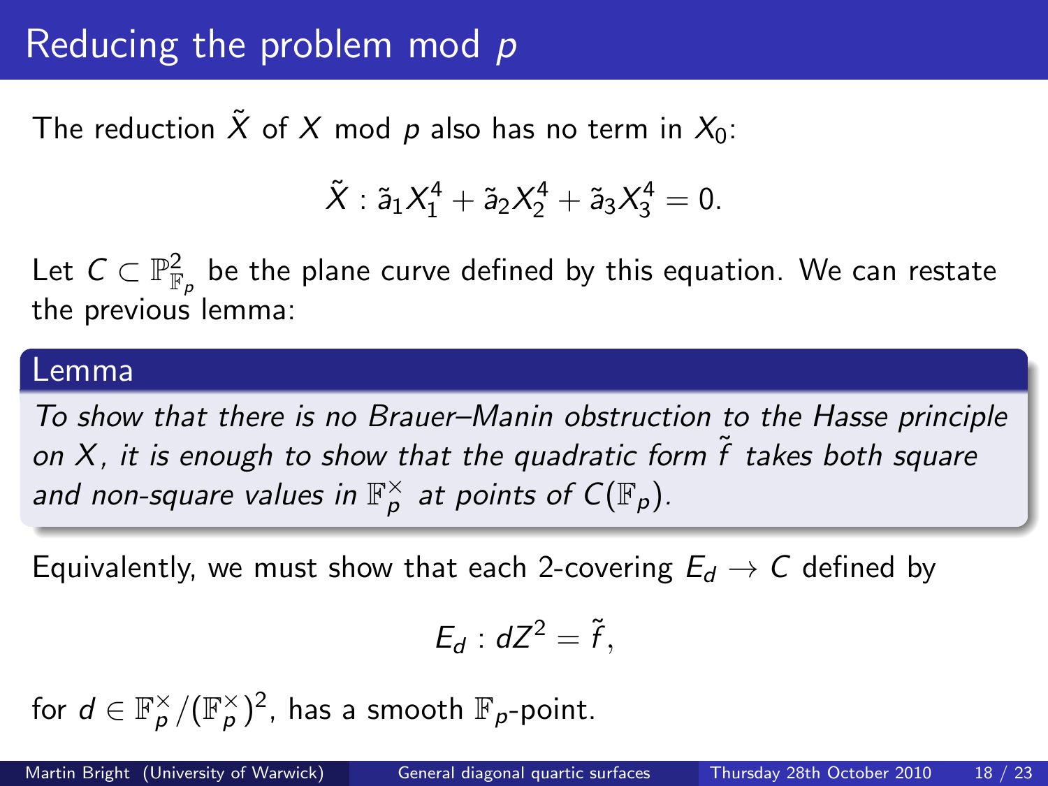# Reducing the problem mod $p$

The reduction $\tilde{X}$ of $X$ mod $p$ also has no term in $X_0$:

$$\tilde{X} : \tilde{a}_1 X_1^4 + \tilde{a}_2 X_2^4 + \tilde{a}_3 X_3^4 = 0.$$

Let $C \subset \mathbb{P}^2_{\mathbb{F}_p}$ be the plane curve defined by this equation. We can restate the previous lemma:

**Lemma**

*To show that there is no Brauer–Manin obstruction to the Hasse principle on $X$, it is enough to show that the quadratic form $\tilde{f}$ takes both square and non-square values in $\mathbb{F}_p^\times$ at points of $C(\mathbb{F}_p)$.*

Equivalently, we must show that each 2-covering $E_d \to C$ defined by

$$E_d : dZ^2 = \tilde{f},$$

for $d \in \mathbb{F}_p^\times / (\mathbb{F}_p^\times)^2$, has a smooth $\mathbb{F}_p$-point.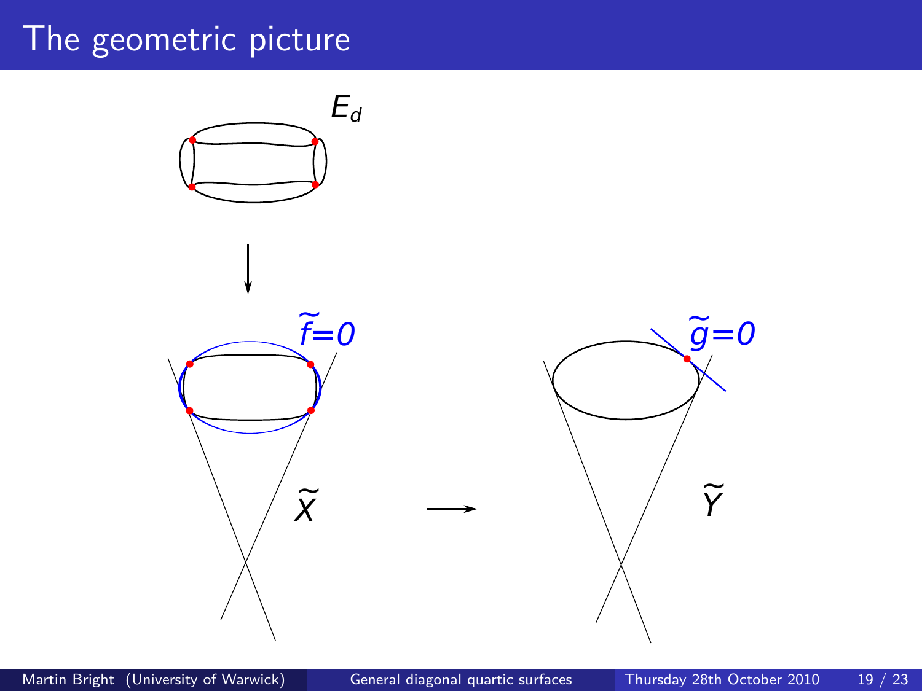# The geometric picture

$E_d$

$\widetilde{f}=0$

$\widetilde{X}$

$\widetilde{g}=0$

$\widetilde{Y}$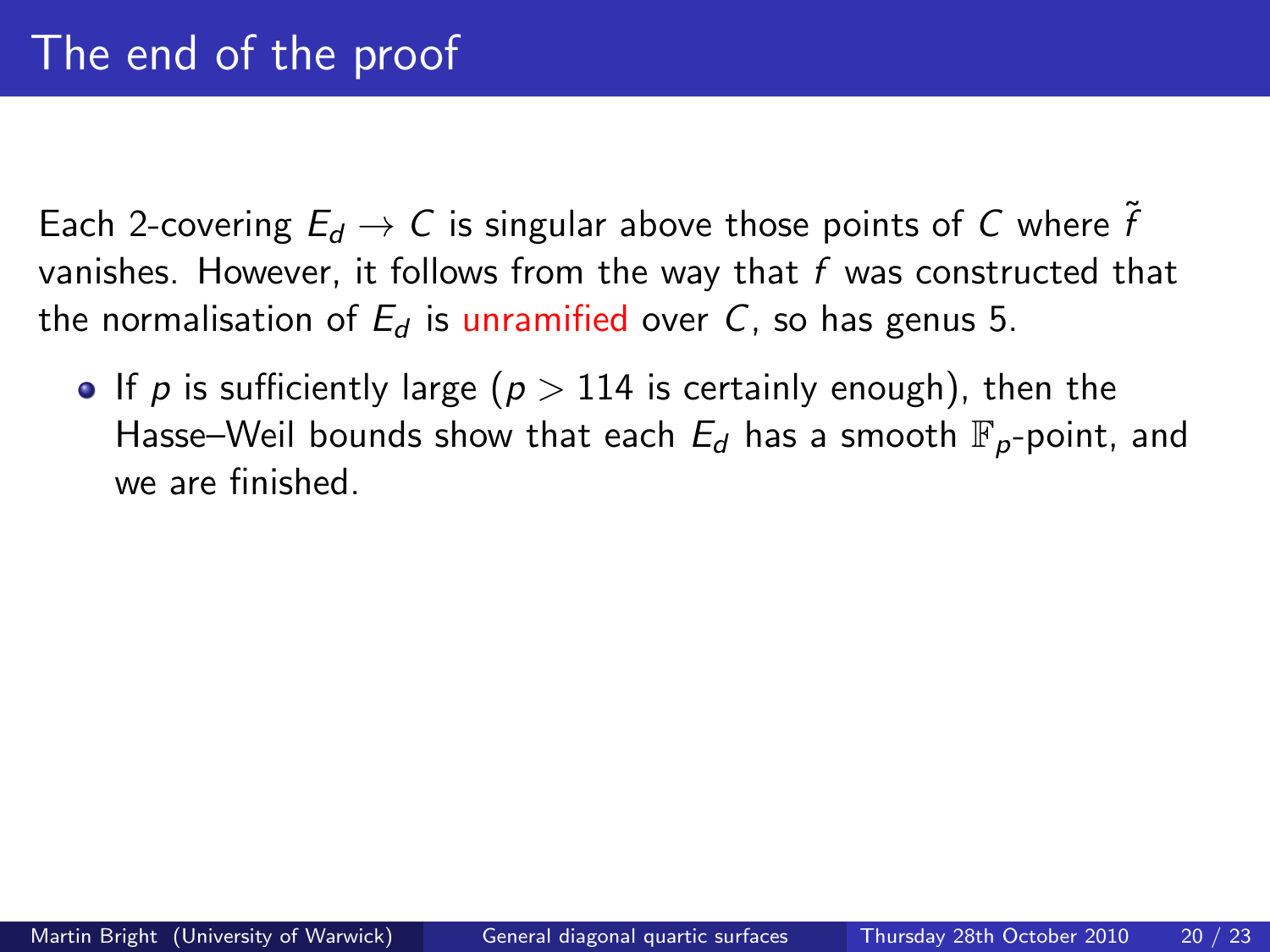# The end of the proof

Each 2-covering $E_d \to C$ is singular above those points of $C$ where $\tilde{f}$ vanishes. However, it follows from the way that $f$ was constructed that the normalisation of $E_d$ is unramified over $C$, so has genus 5.

- If $p$ is sufficiently large ($p > 114$ is certainly enough), then the Hasse–Weil bounds show that each $E_d$ has a smooth $\mathbb{F}_p$-point, and we are finished.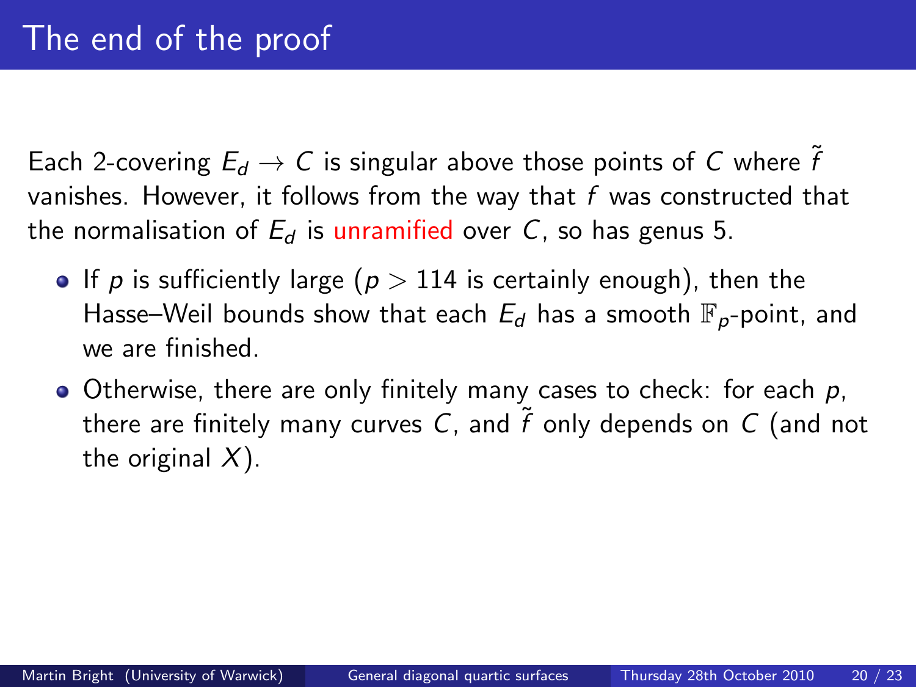# The end of the proof

Each 2-covering $E_d \to C$ is singular above those points of $C$ where $\tilde{f}$ vanishes. However, it follows from the way that $f$ was constructed that the normalisation of $E_d$ is unramified over $C$, so has genus 5.

- If $p$ is sufficiently large ($p > 114$ is certainly enough), then the Hasse–Weil bounds show that each $E_d$ has a smooth $\mathbb{F}_p$-point, and we are finished.
- Otherwise, there are only finitely many cases to check: for each $p$, there are finitely many curves $C$, and $\tilde{f}$ only depends on $C$ (and not the original $X$).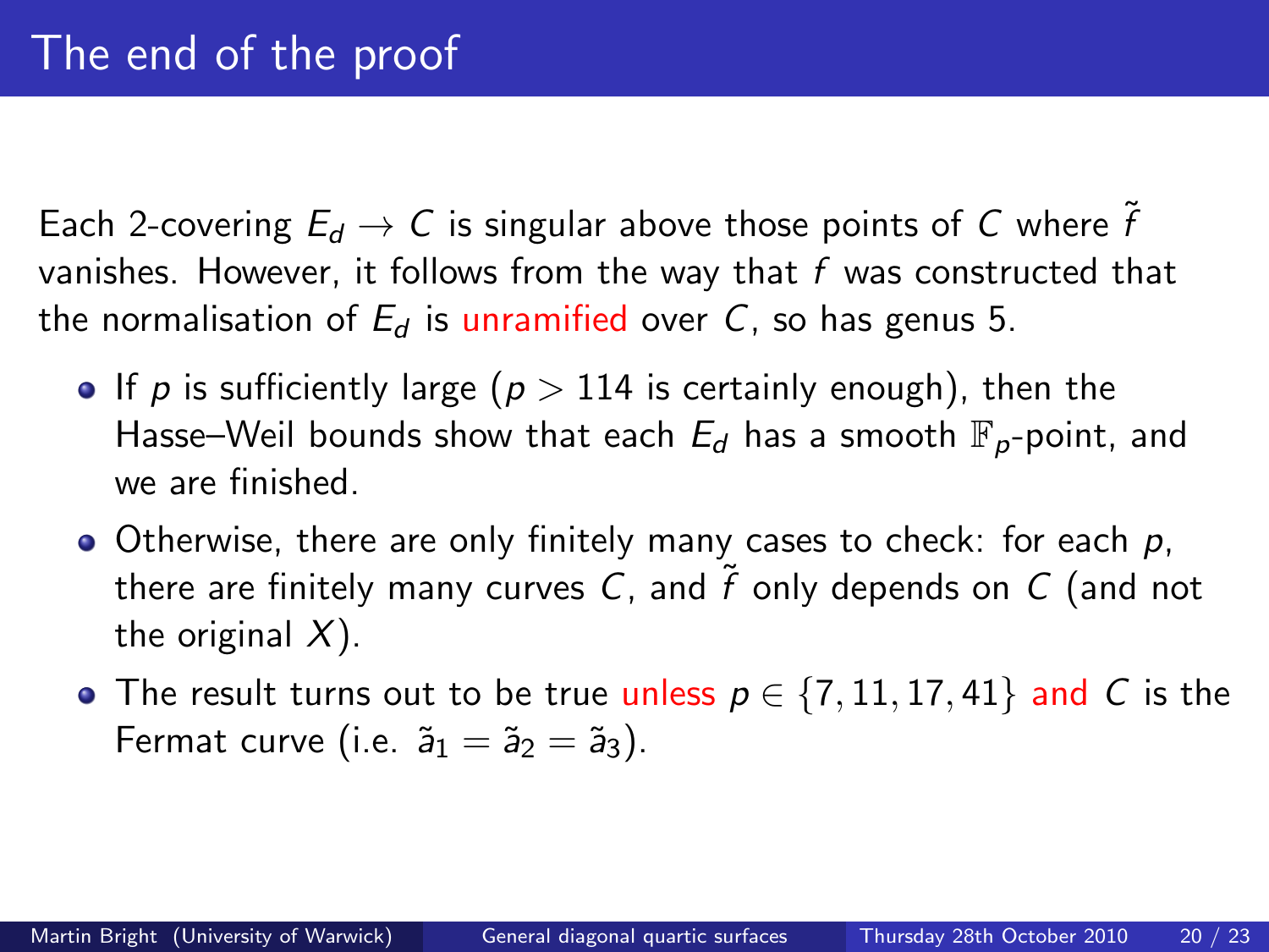# The end of the proof

Each 2-covering $E_d \to C$ is singular above those points of $C$ where $\tilde{f}$ vanishes. However, it follows from the way that $f$ was constructed that the normalisation of $E_d$ is unramified over $C$, so has genus 5.

- If $p$ is sufficiently large ($p > 114$ is certainly enough), then the Hasse–Weil bounds show that each $E_d$ has a smooth $\mathbb{F}_p$-point, and we are finished.
- Otherwise, there are only finitely many cases to check: for each $p$, there are finitely many curves $C$, and $\tilde{f}$ only depends on $C$ (and not the original $X$).
- The result turns out to be true unless $p \in \{7, 11, 17, 41\}$ and $C$ is the Fermat curve (i.e. $\tilde{a}_1 = \tilde{a}_2 = \tilde{a}_3$).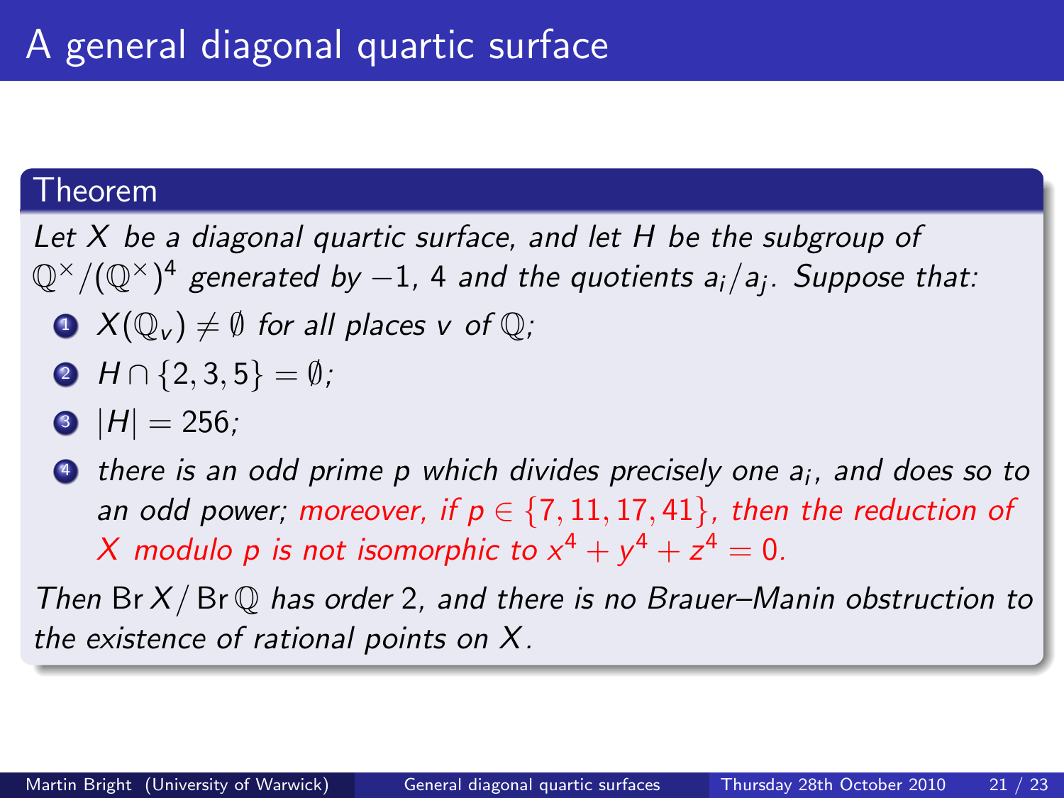# A general diagonal quartic surface

**Theorem**

*Let $X$ be a diagonal quartic surface, and let $H$ be the subgroup of $\mathbb{Q}^\times/(\mathbb{Q}^\times)^4$ generated by $-1$, $4$ and the quotients $a_i/a_j$. Suppose that:*

1. $X(\mathbb{Q}_v) \neq \emptyset$ *for all places $v$ of $\mathbb{Q}$;*
2. $H \cap \{2, 3, 5\} = \emptyset$*;*
3. $|H| = 256$*;*
4. *there is an odd prime $p$ which divides precisely one $a_i$, and does so to an odd power; moreover, if $p \in \{7, 11, 17, 41\}$, then the reduction of $X$ modulo $p$ is not isomorphic to $x^4 + y^4 + z^4 = 0$.*

*Then $\operatorname{Br} X / \operatorname{Br} \mathbb{Q}$ has order 2, and there is no Brauer–Manin obstruction to the existence of rational points on $X$.*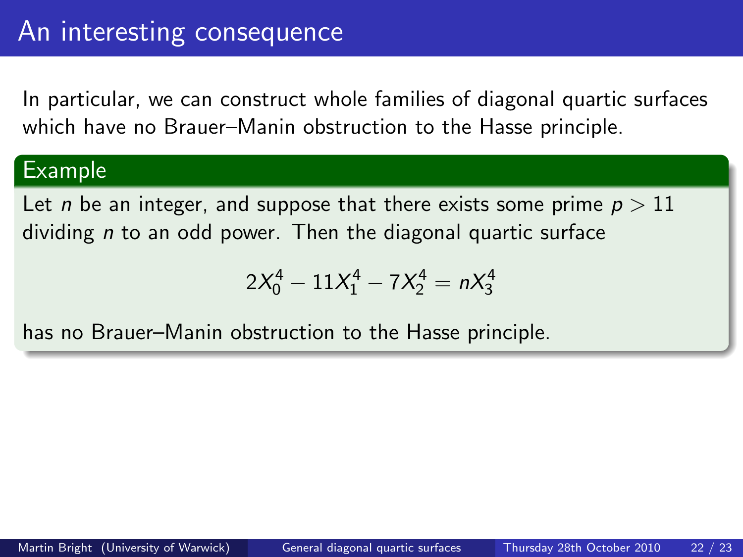# An interesting consequence

In particular, we can construct whole families of diagonal quartic surfaces which have no Brauer–Manin obstruction to the Hasse principle.

**Example**

Let $n$ be an integer, and suppose that there exists some prime $p > 11$ dividing $n$ to an odd power. Then the diagonal quartic surface

$$2X_0^4 - 11X_1^4 - 7X_2^4 = nX_3^4$$

has no Brauer–Manin obstruction to the Hasse principle.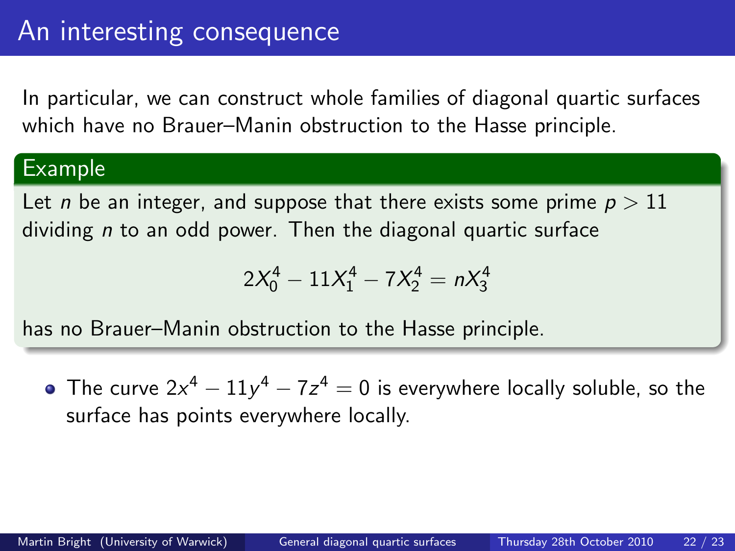# An interesting consequence

In particular, we can construct whole families of diagonal quartic surfaces which have no Brauer–Manin obstruction to the Hasse principle.

**Example**

Let $n$ be an integer, and suppose that there exists some prime $p > 11$ dividing $n$ to an odd power. Then the diagonal quartic surface

$$2X_0^4 - 11X_1^4 - 7X_2^4 = nX_3^4$$

has no Brauer–Manin obstruction to the Hasse principle.

- The curve $2x^4 - 11y^4 - 7z^4 = 0$ is everywhere locally soluble, so the surface has points everywhere locally.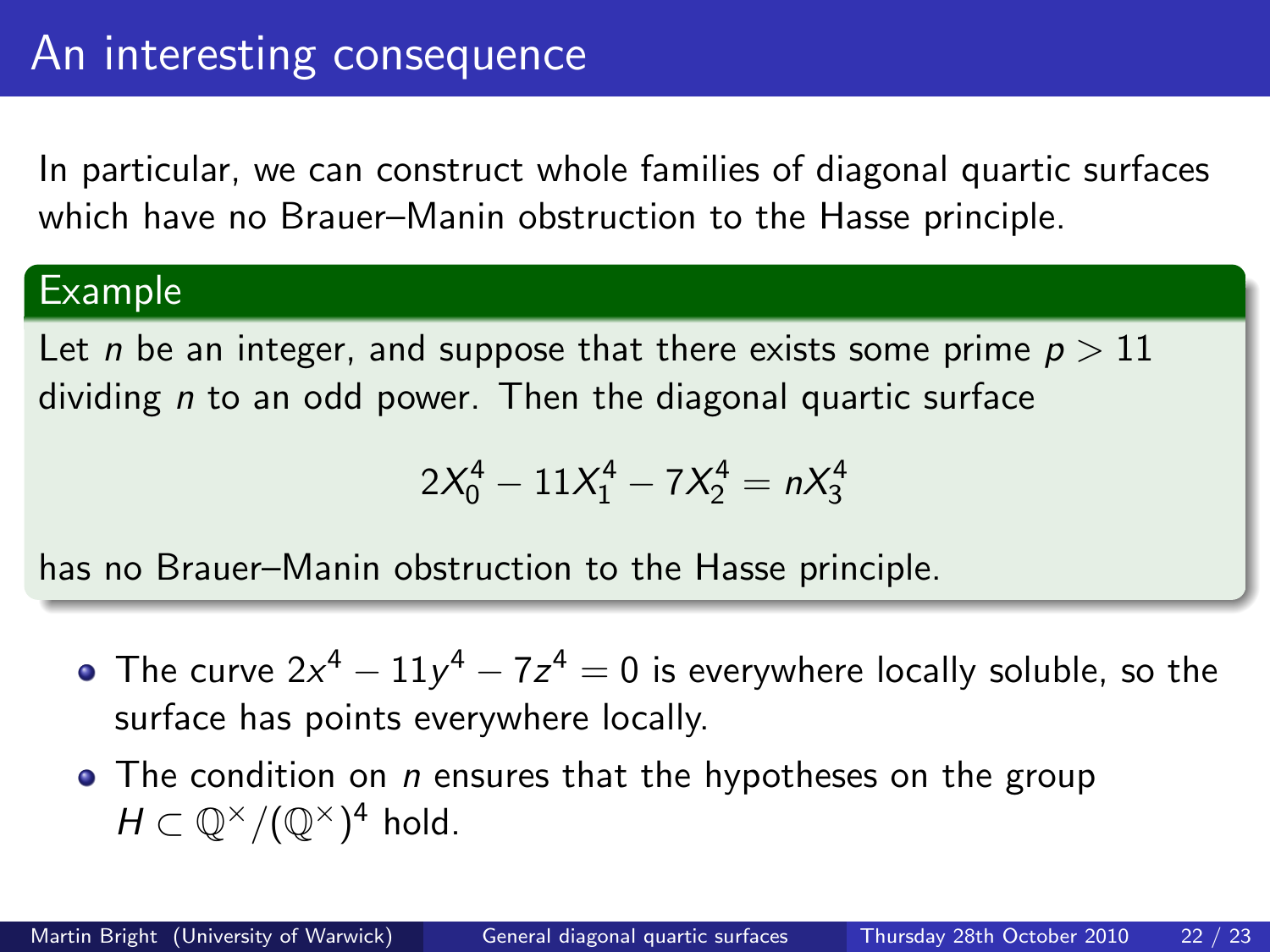# An interesting consequence

In particular, we can construct whole families of diagonal quartic surfaces which have no Brauer–Manin obstruction to the Hasse principle.

**Example**

Let $n$ be an integer, and suppose that there exists some prime $p > 11$ dividing $n$ to an odd power. Then the diagonal quartic surface

$$2X_0^4 - 11X_1^4 - 7X_2^4 = nX_3^4$$

has no Brauer–Manin obstruction to the Hasse principle.

- The curve $2x^4 - 11y^4 - 7z^4 = 0$ is everywhere locally soluble, so the surface has points everywhere locally.
- The condition on $n$ ensures that the hypotheses on the group $H \subset \mathbb{Q}^\times/(\mathbb{Q}^\times)^4$ hold.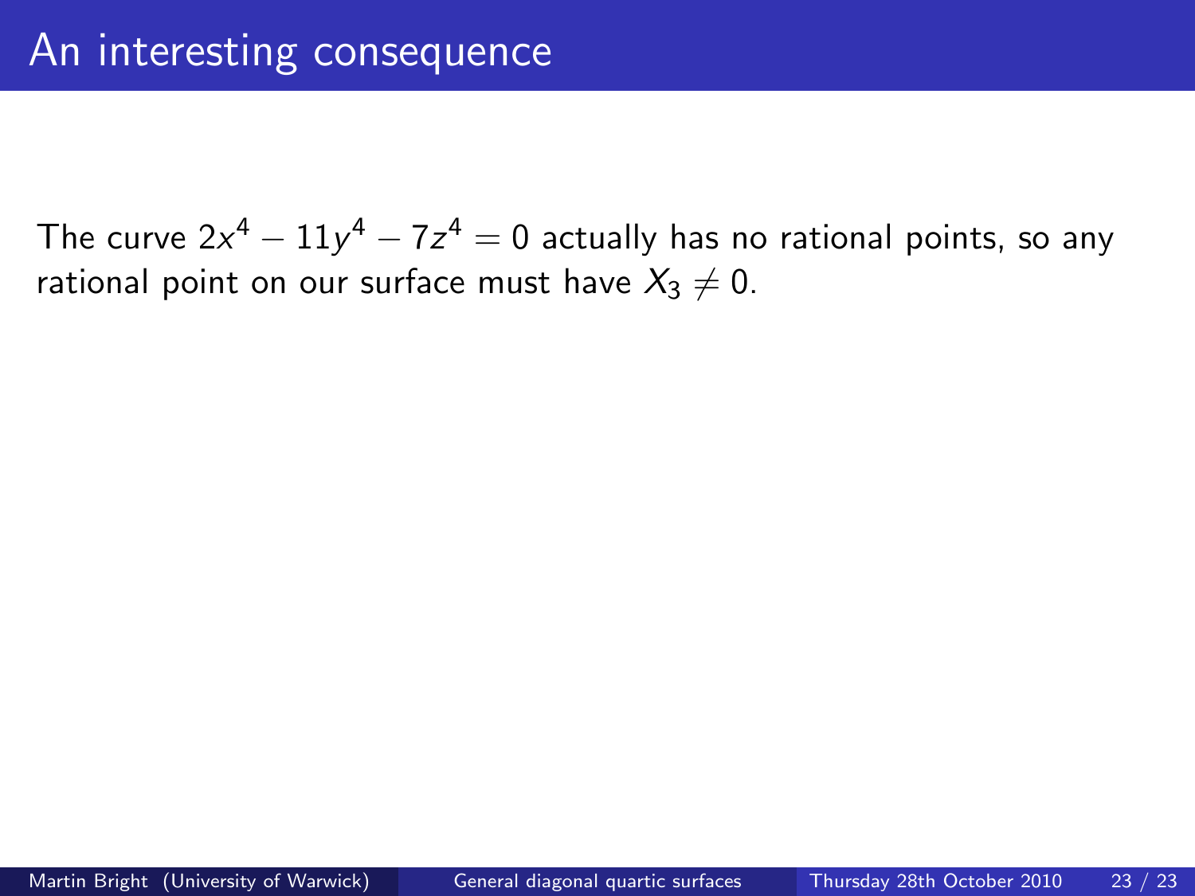# An interesting consequence

The curve $2x^4 - 11y^4 - 7z^4 = 0$ actually has no rational points, so any rational point on our surface must have $X_3 \neq 0$.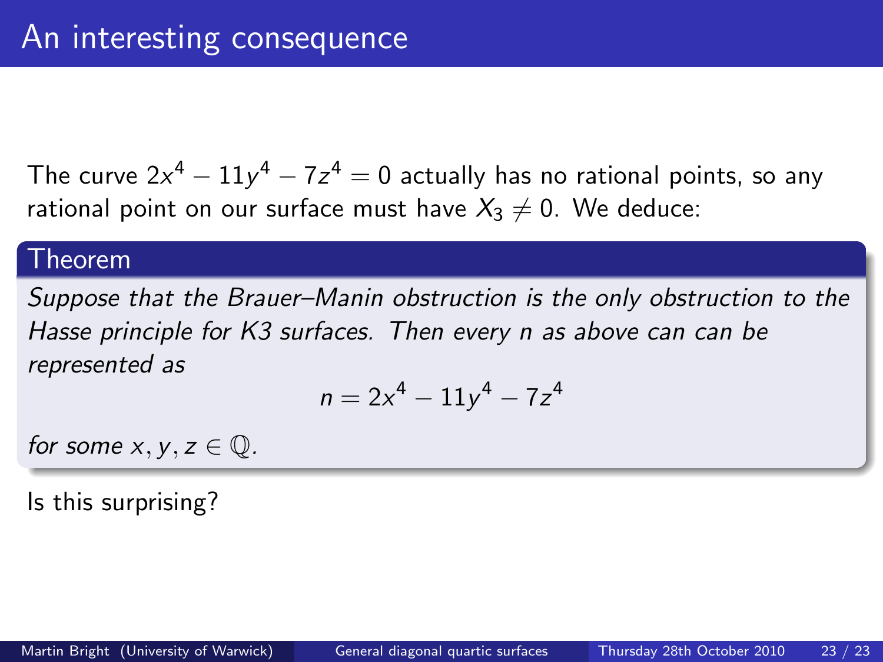# An interesting consequence

The curve $2x^4 - 11y^4 - 7z^4 = 0$ actually has no rational points, so any rational point on our surface must have $X_3 \neq 0$. We deduce:

**Theorem**

*Suppose that the Brauer–Manin obstruction is the only obstruction to the Hasse principle for K3 surfaces. Then every $n$ as above can can be represented as*

$$n = 2x^4 - 11y^4 - 7z^4$$

*for some $x, y, z \in \mathbb{Q}$.*

Is this surprising?